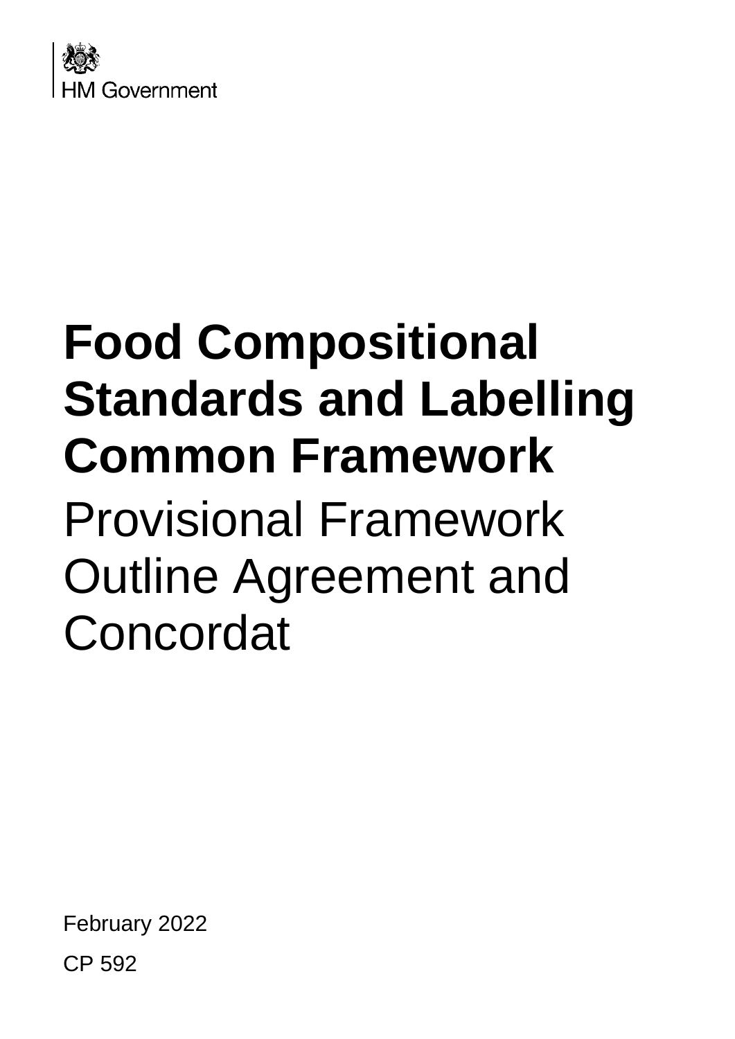HM Government

# Food Compositional Standards and Labelling Common Framework

## Provisional Framework Outline Agreement and Concordat

February 2022

CP 592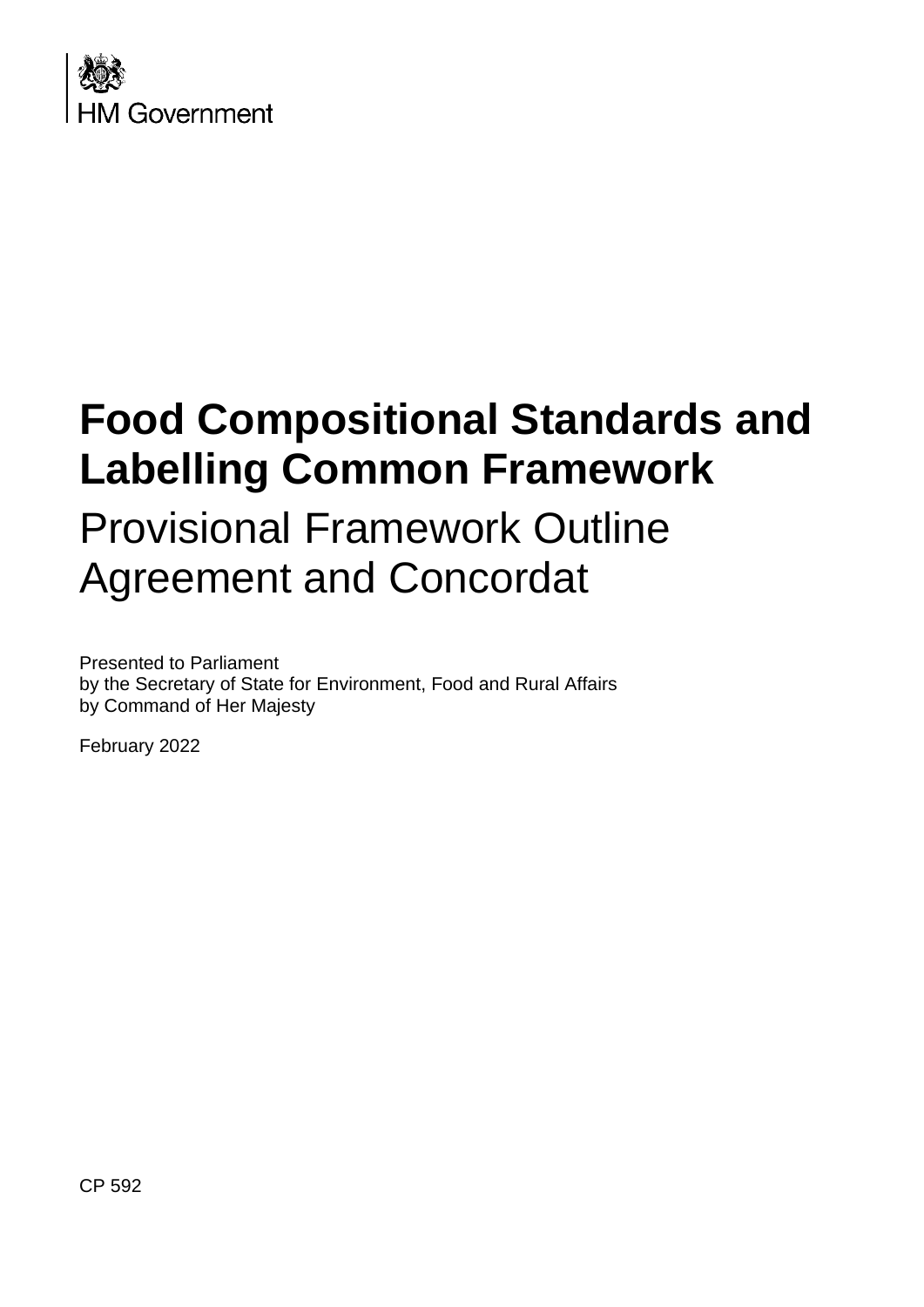HM Government

# Food Compositional Standards and Labelling Common Framework

## Provisional Framework Outline Agreement and Concordat

Presented to Parliament
by the Secretary of State for Environment, Food and Rural Affairs
by Command of Her Majesty

February 2022

CP 592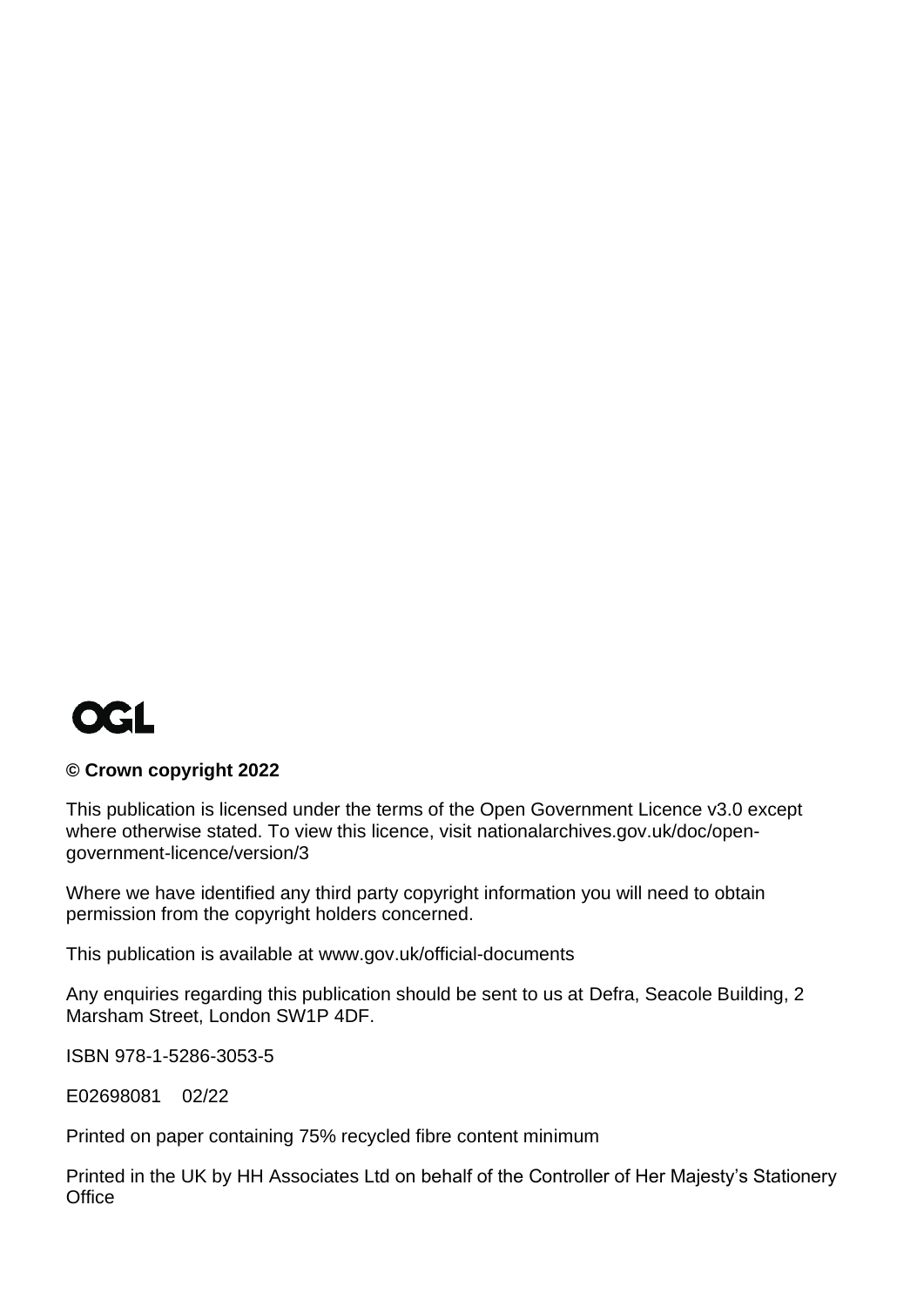OGL

**© Crown copyright 2022**

This publication is licensed under the terms of the Open Government Licence v3.0 except where otherwise stated. To view this licence, visit nationalarchives.gov.uk/doc/open-government-licence/version/3

Where we have identified any third party copyright information you will need to obtain permission from the copyright holders concerned.

This publication is available at www.gov.uk/official-documents

Any enquiries regarding this publication should be sent to us at Defra, Seacole Building, 2 Marsham Street, London SW1P 4DF.

ISBN 978-1-5286-3053-5

E02698081 02/22

Printed on paper containing 75% recycled fibre content minimum

Printed in the UK by HH Associates Ltd on behalf of the Controller of Her Majesty's Stationery Office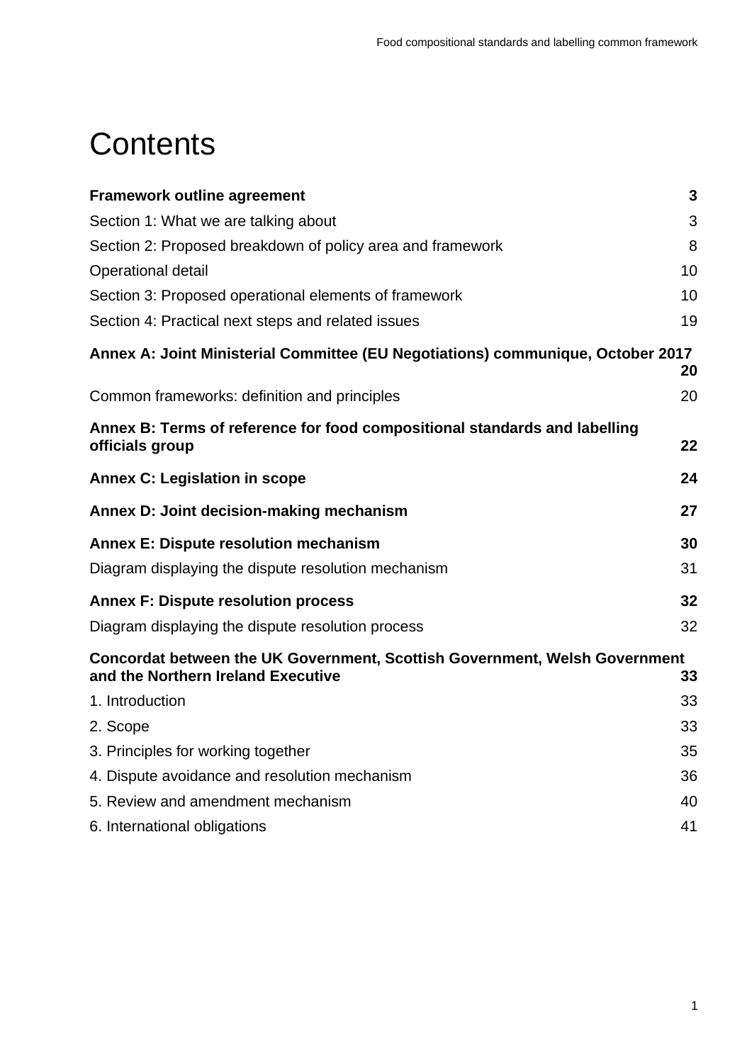# Contents

| | |
|---|---|
| **Framework outline agreement** | **3** |
| Section 1: What we are talking about | 3 |
| Section 2: Proposed breakdown of policy area and framework | 8 |
| Operational detail | 10 |
| Section 3: Proposed operational elements of framework | 10 |
| Section 4: Practical next steps and related issues | 19 |
| **Annex A: Joint Ministerial Committee (EU Negotiations) communique, October 2017** | **20** |
| Common frameworks: definition and principles | 20 |
| **Annex B: Terms of reference for food compositional standards and labelling officials group** | **22** |
| **Annex C: Legislation in scope** | **24** |
| **Annex D: Joint decision-making mechanism** | **27** |
| **Annex E: Dispute resolution mechanism** | **30** |
| Diagram displaying the dispute resolution mechanism | 31 |
| **Annex F: Dispute resolution process** | **32** |
| Diagram displaying the dispute resolution process | 32 |
| **Concordat between the UK Government, Scottish Government, Welsh Government and the Northern Ireland Executive** | **33** |
| 1. Introduction | 33 |
| 2. Scope | 33 |
| 3. Principles for working together | 35 |
| 4. Dispute avoidance and resolution mechanism | 36 |
| 5. Review and amendment mechanism | 40 |
| 6. International obligations | 41 |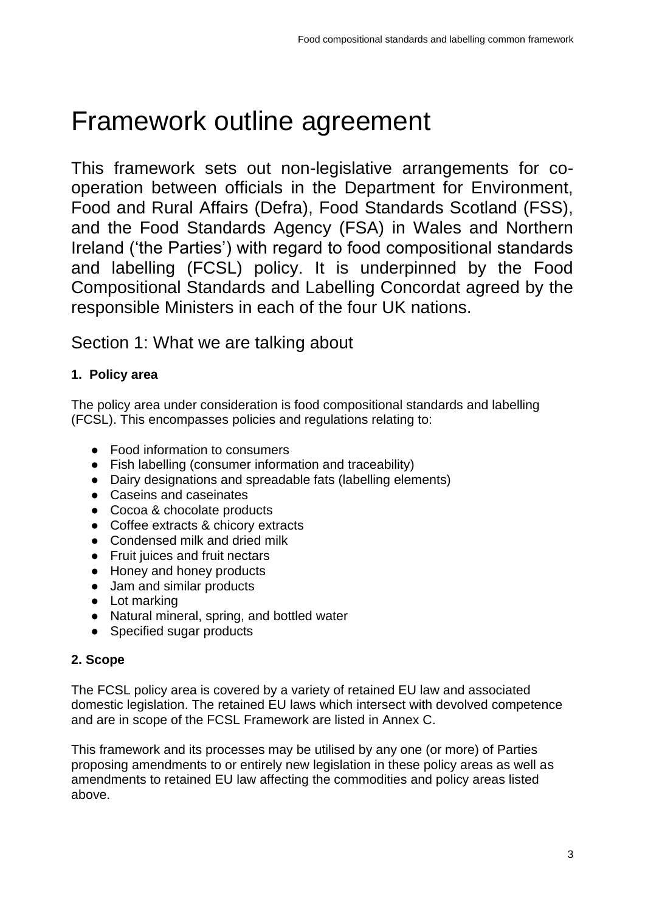# Framework outline agreement

This framework sets out non-legislative arrangements for co-operation between officials in the Department for Environment, Food and Rural Affairs (Defra), Food Standards Scotland (FSS), and the Food Standards Agency (FSA) in Wales and Northern Ireland ('the Parties') with regard to food compositional standards and labelling (FCSL) policy. It is underpinned by the Food Compositional Standards and Labelling Concordat agreed by the responsible Ministers in each of the four UK nations.

## Section 1: What we are talking about

### 1. Policy area

The policy area under consideration is food compositional standards and labelling (FCSL). This encompasses policies and regulations relating to:

- Food information to consumers
- Fish labelling (consumer information and traceability)
- Dairy designations and spreadable fats (labelling elements)
- Caseins and caseinates
- Cocoa & chocolate products
- Coffee extracts & chicory extracts
- Condensed milk and dried milk
- Fruit juices and fruit nectars
- Honey and honey products
- Jam and similar products
- Lot marking
- Natural mineral, spring, and bottled water
- Specified sugar products

### 2. Scope

The FCSL policy area is covered by a variety of retained EU law and associated domestic legislation. The retained EU laws which intersect with devolved competence and are in scope of the FCSL Framework are listed in Annex C.

This framework and its processes may be utilised by any one (or more) of Parties proposing amendments to or entirely new legislation in these policy areas as well as amendments to retained EU law affecting the commodities and policy areas listed above.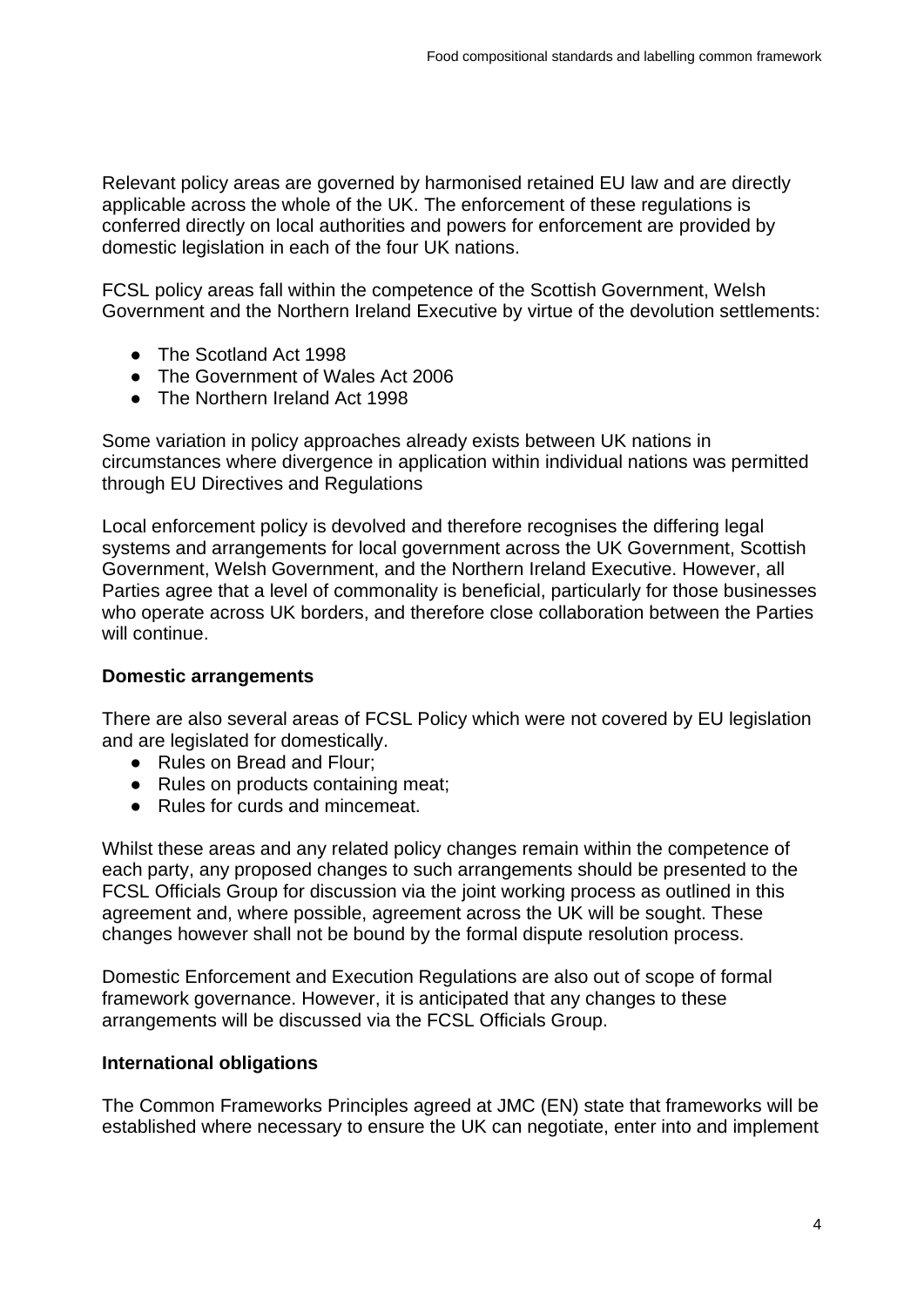Relevant policy areas are governed by harmonised retained EU law and are directly applicable across the whole of the UK. The enforcement of these regulations is conferred directly on local authorities and powers for enforcement are provided by domestic legislation in each of the four UK nations.

FCSL policy areas fall within the competence of the Scottish Government, Welsh Government and the Northern Ireland Executive by virtue of the devolution settlements:

- The Scotland Act 1998
- The Government of Wales Act 2006
- The Northern Ireland Act 1998

Some variation in policy approaches already exists between UK nations in circumstances where divergence in application within individual nations was permitted through EU Directives and Regulations

Local enforcement policy is devolved and therefore recognises the differing legal systems and arrangements for local government across the UK Government, Scottish Government, Welsh Government, and the Northern Ireland Executive. However, all Parties agree that a level of commonality is beneficial, particularly for those businesses who operate across UK borders, and therefore close collaboration between the Parties will continue.

### Domestic arrangements

There are also several areas of FCSL Policy which were not covered by EU legislation and are legislated for domestically.

- Rules on Bread and Flour;
- Rules on products containing meat;
- Rules for curds and mincemeat.

Whilst these areas and any related policy changes remain within the competence of each party, any proposed changes to such arrangements should be presented to the FCSL Officials Group for discussion via the joint working process as outlined in this agreement and, where possible, agreement across the UK will be sought. These changes however shall not be bound by the formal dispute resolution process.

Domestic Enforcement and Execution Regulations are also out of scope of formal framework governance. However, it is anticipated that any changes to these arrangements will be discussed via the FCSL Officials Group.

### International obligations

The Common Frameworks Principles agreed at JMC (EN) state that frameworks will be established where necessary to ensure the UK can negotiate, enter into and implement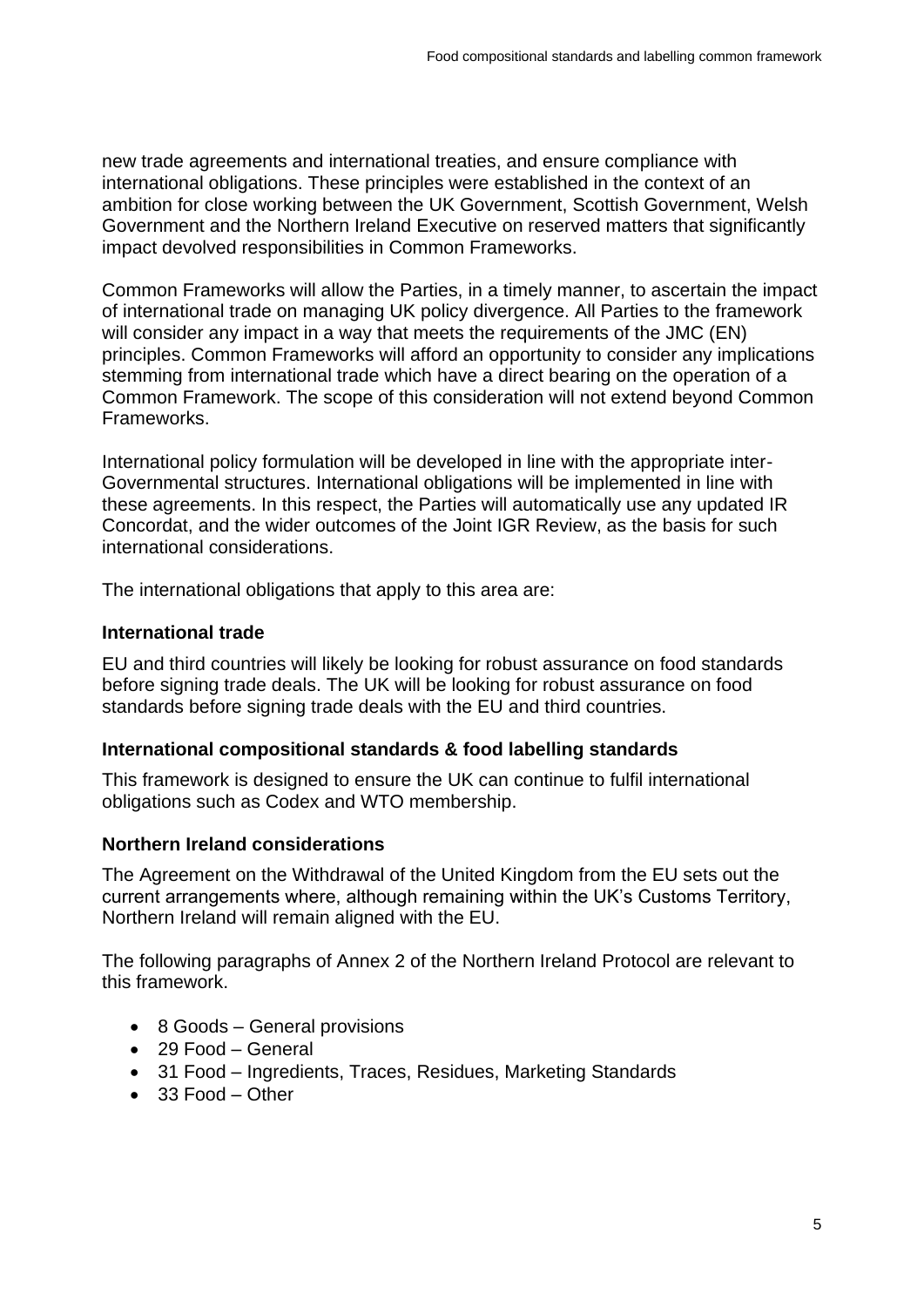new trade agreements and international treaties, and ensure compliance with international obligations. These principles were established in the context of an ambition for close working between the UK Government, Scottish Government, Welsh Government and the Northern Ireland Executive on reserved matters that significantly impact devolved responsibilities in Common Frameworks.

Common Frameworks will allow the Parties, in a timely manner, to ascertain the impact of international trade on managing UK policy divergence. All Parties to the framework will consider any impact in a way that meets the requirements of the JMC (EN) principles. Common Frameworks will afford an opportunity to consider any implications stemming from international trade which have a direct bearing on the operation of a Common Framework. The scope of this consideration will not extend beyond Common Frameworks.

International policy formulation will be developed in line with the appropriate inter-Governmental structures. International obligations will be implemented in line with these agreements. In this respect, the Parties will automatically use any updated IR Concordat, and the wider outcomes of the Joint IGR Review, as the basis for such international considerations.

The international obligations that apply to this area are:

#### International trade

EU and third countries will likely be looking for robust assurance on food standards before signing trade deals. The UK will be looking for robust assurance on food standards before signing trade deals with the EU and third countries.

#### International compositional standards & food labelling standards

This framework is designed to ensure the UK can continue to fulfil international obligations such as Codex and WTO membership.

#### Northern Ireland considerations

The Agreement on the Withdrawal of the United Kingdom from the EU sets out the current arrangements where, although remaining within the UK's Customs Territory, Northern Ireland will remain aligned with the EU.

The following paragraphs of Annex 2 of the Northern Ireland Protocol are relevant to this framework.

- 8 Goods – General provisions
- 29 Food – General
- 31 Food – Ingredients, Traces, Residues, Marketing Standards
- 33 Food – Other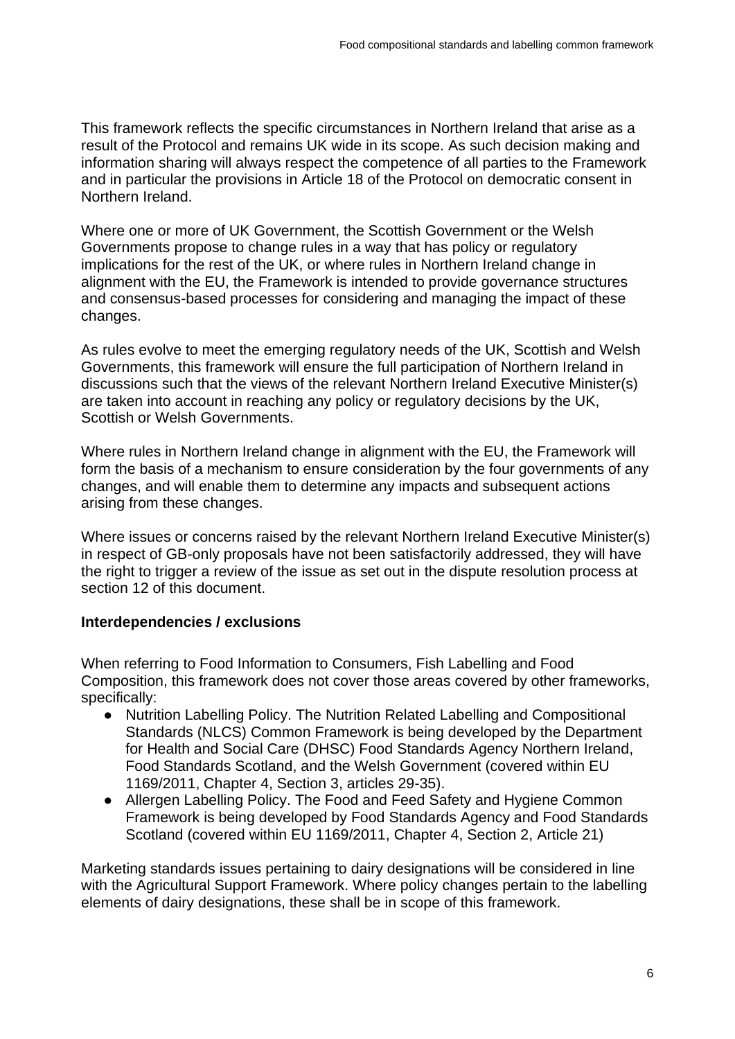This framework reflects the specific circumstances in Northern Ireland that arise as a result of the Protocol and remains UK wide in its scope. As such decision making and information sharing will always respect the competence of all parties to the Framework and in particular the provisions in Article 18 of the Protocol on democratic consent in Northern Ireland.

Where one or more of UK Government, the Scottish Government or the Welsh Governments propose to change rules in a way that has policy or regulatory implications for the rest of the UK, or where rules in Northern Ireland change in alignment with the EU, the Framework is intended to provide governance structures and consensus-based processes for considering and managing the impact of these changes.

As rules evolve to meet the emerging regulatory needs of the UK, Scottish and Welsh Governments, this framework will ensure the full participation of Northern Ireland in discussions such that the views of the relevant Northern Ireland Executive Minister(s) are taken into account in reaching any policy or regulatory decisions by the UK, Scottish or Welsh Governments.

Where rules in Northern Ireland change in alignment with the EU, the Framework will form the basis of a mechanism to ensure consideration by the four governments of any changes, and will enable them to determine any impacts and subsequent actions arising from these changes.

Where issues or concerns raised by the relevant Northern Ireland Executive Minister(s) in respect of GB-only proposals have not been satisfactorily addressed, they will have the right to trigger a review of the issue as set out in the dispute resolution process at section 12 of this document.

**Interdependencies / exclusions**

When referring to Food Information to Consumers, Fish Labelling and Food Composition, this framework does not cover those areas covered by other frameworks, specifically:

- Nutrition Labelling Policy. The Nutrition Related Labelling and Compositional Standards (NLCS) Common Framework is being developed by the Department for Health and Social Care (DHSC) Food Standards Agency Northern Ireland, Food Standards Scotland, and the Welsh Government (covered within EU 1169/2011, Chapter 4, Section 3, articles 29-35).
- Allergen Labelling Policy. The Food and Feed Safety and Hygiene Common Framework is being developed by Food Standards Agency and Food Standards Scotland (covered within EU 1169/2011, Chapter 4, Section 2, Article 21)

Marketing standards issues pertaining to dairy designations will be considered in line with the Agricultural Support Framework. Where policy changes pertain to the labelling elements of dairy designations, these shall be in scope of this framework.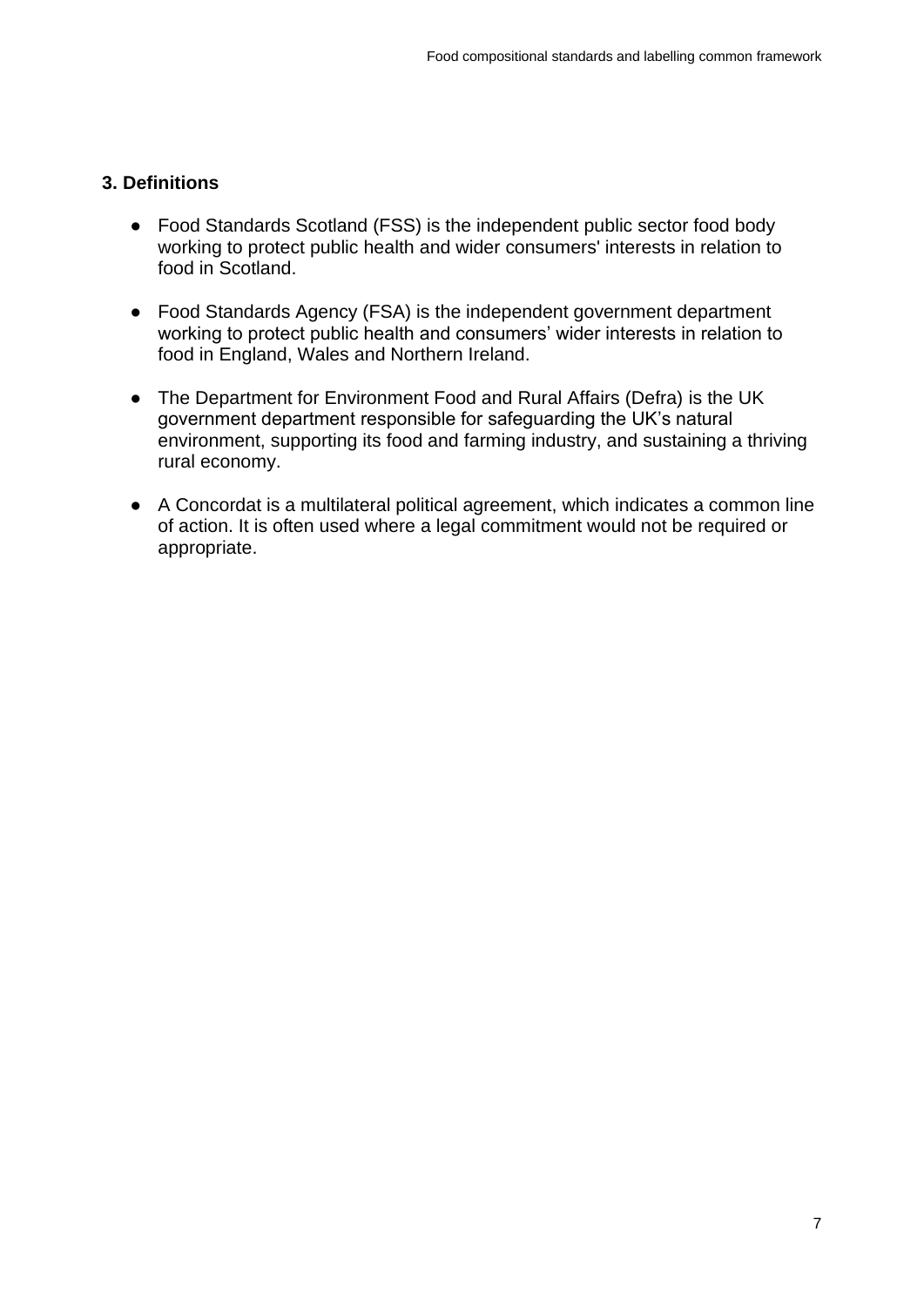## 3. Definitions

- Food Standards Scotland (FSS) is the independent public sector food body working to protect public health and wider consumers' interests in relation to food in Scotland.
- Food Standards Agency (FSA) is the independent government department working to protect public health and consumers' wider interests in relation to food in England, Wales and Northern Ireland.
- The Department for Environment Food and Rural Affairs (Defra) is the UK government department responsible for safeguarding the UK's natural environment, supporting its food and farming industry, and sustaining a thriving rural economy.
- A Concordat is a multilateral political agreement, which indicates a common line of action. It is often used where a legal commitment would not be required or appropriate.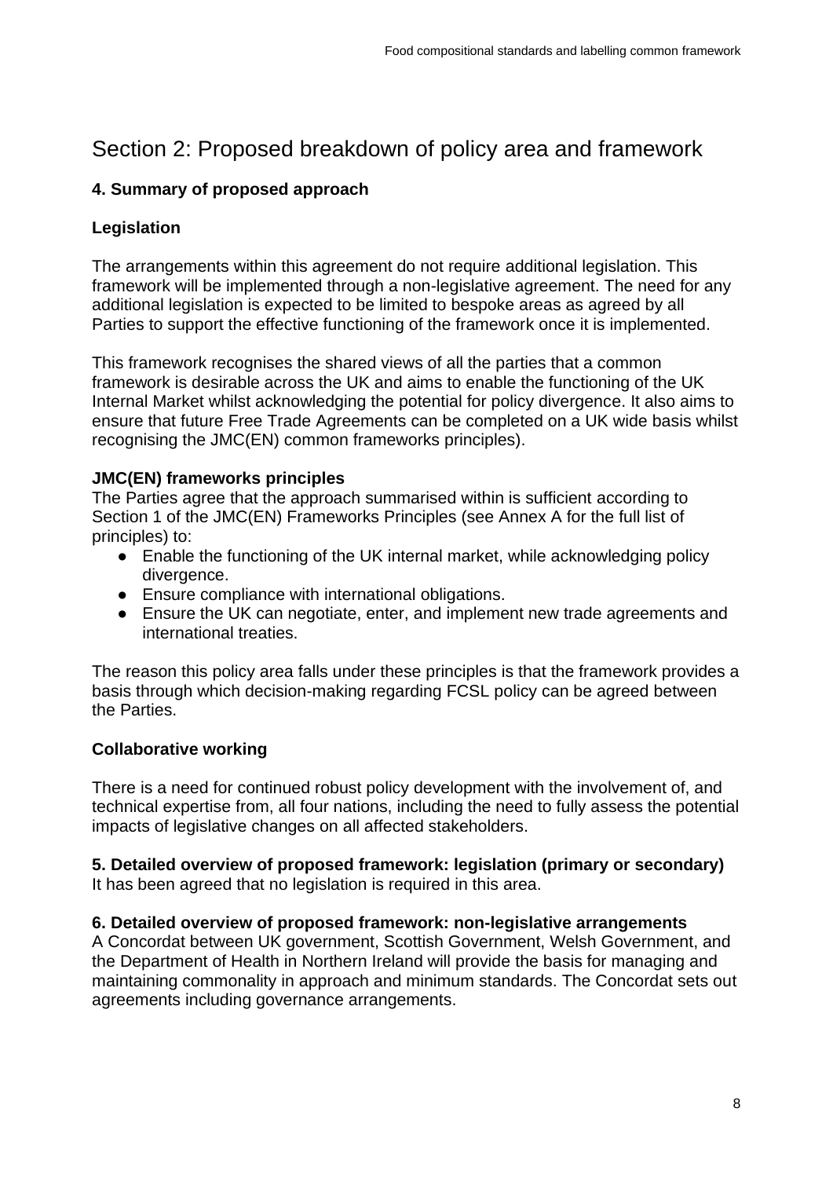# Section 2: Proposed breakdown of policy area and framework

### 4. Summary of proposed approach

### Legislation

The arrangements within this agreement do not require additional legislation. This framework will be implemented through a non-legislative agreement. The need for any additional legislation is expected to be limited to bespoke areas as agreed by all Parties to support the effective functioning of the framework once it is implemented.

This framework recognises the shared views of all the parties that a common framework is desirable across the UK and aims to enable the functioning of the UK Internal Market whilst acknowledging the potential for policy divergence. It also aims to ensure that future Free Trade Agreements can be completed on a UK wide basis whilst recognising the JMC(EN) common frameworks principles).

**JMC(EN) frameworks principles**

The Parties agree that the approach summarised within is sufficient according to Section 1 of the JMC(EN) Frameworks Principles (see Annex A for the full list of principles) to:

- Enable the functioning of the UK internal market, while acknowledging policy divergence.
- Ensure compliance with international obligations.
- Ensure the UK can negotiate, enter, and implement new trade agreements and international treaties.

The reason this policy area falls under these principles is that the framework provides a basis through which decision-making regarding FCSL policy can be agreed between the Parties.

### Collaborative working

There is a need for continued robust policy development with the involvement of, and technical expertise from, all four nations, including the need to fully assess the potential impacts of legislative changes on all affected stakeholders.

**5. Detailed overview of proposed framework: legislation (primary or secondary)**

It has been agreed that no legislation is required in this area.

**6. Detailed overview of proposed framework: non-legislative arrangements**

A Concordat between UK government, Scottish Government, Welsh Government, and the Department of Health in Northern Ireland will provide the basis for managing and maintaining commonality in approach and minimum standards. The Concordat sets out agreements including governance arrangements.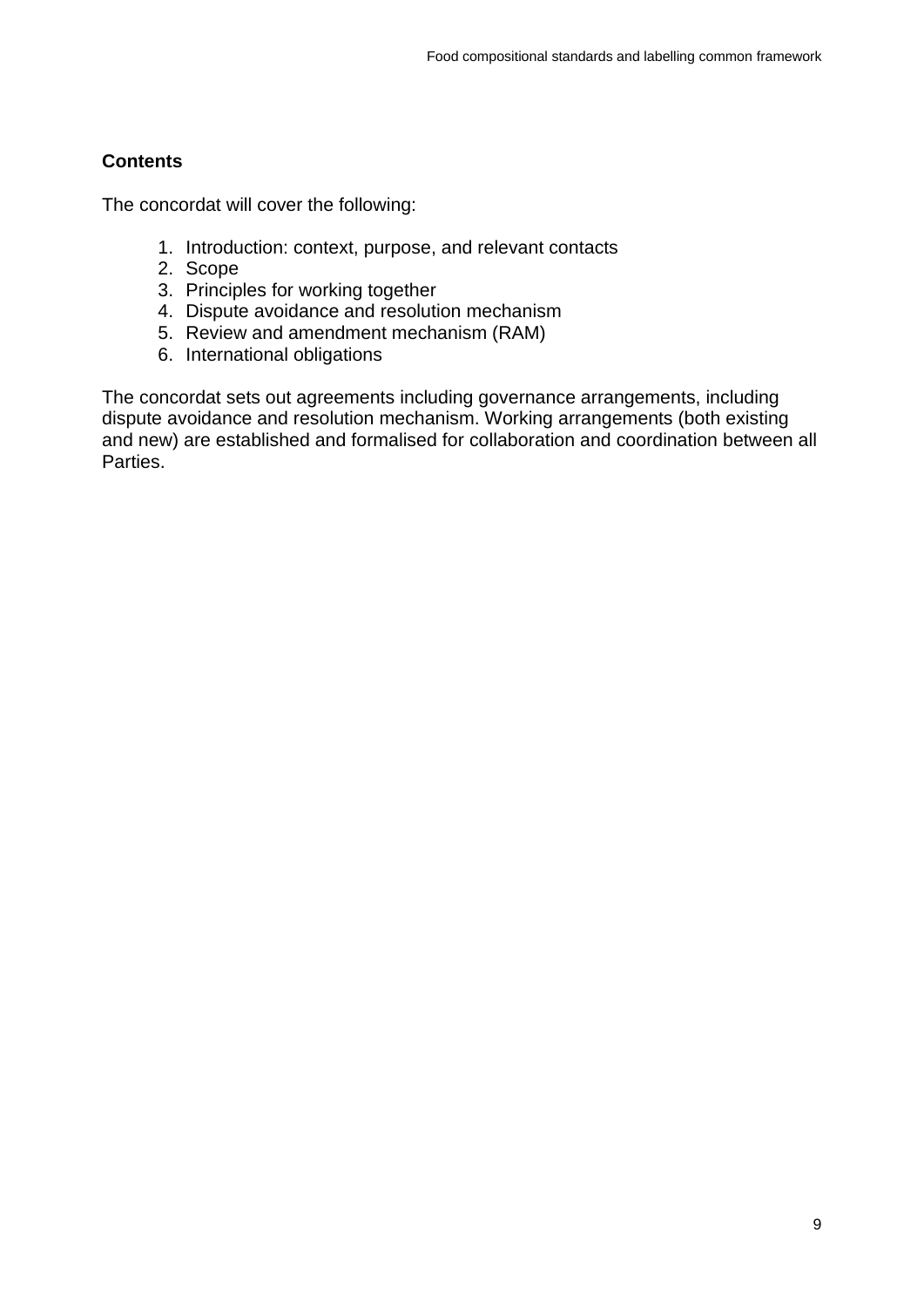## Contents

The concordat will cover the following:

1. Introduction: context, purpose, and relevant contacts
2. Scope
3. Principles for working together
4. Dispute avoidance and resolution mechanism
5. Review and amendment mechanism (RAM)
6. International obligations

The concordat sets out agreements including governance arrangements, including dispute avoidance and resolution mechanism. Working arrangements (both existing and new) are established and formalised for collaboration and coordination between all Parties.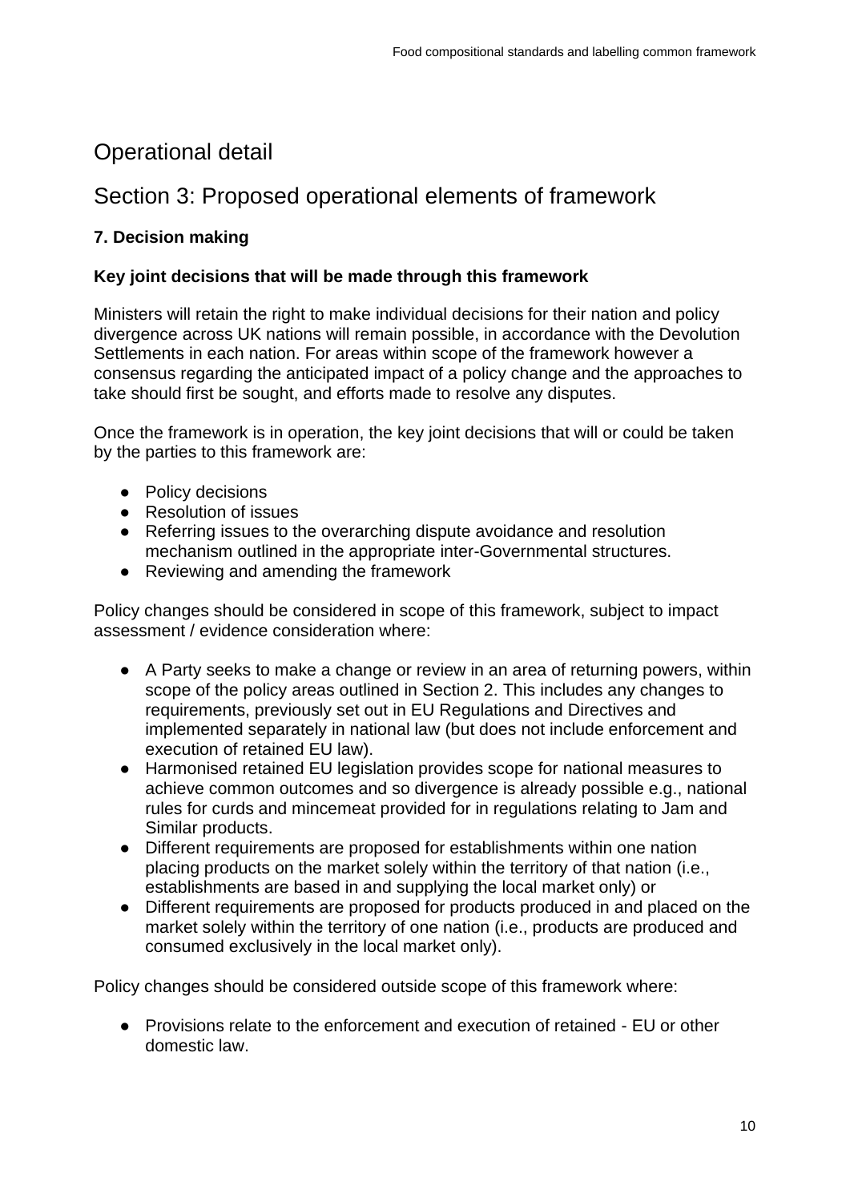# Operational detail

# Section 3: Proposed operational elements of framework

### 7. Decision making

#### Key joint decisions that will be made through this framework

Ministers will retain the right to make individual decisions for their nation and policy divergence across UK nations will remain possible, in accordance with the Devolution Settlements in each nation. For areas within scope of the framework however a consensus regarding the anticipated impact of a policy change and the approaches to take should first be sought, and efforts made to resolve any disputes.

Once the framework is in operation, the key joint decisions that will or could be taken by the parties to this framework are:

- Policy decisions
- Resolution of issues
- Referring issues to the overarching dispute avoidance and resolution mechanism outlined in the appropriate inter-Governmental structures.
- Reviewing and amending the framework

Policy changes should be considered in scope of this framework, subject to impact assessment / evidence consideration where:

- A Party seeks to make a change or review in an area of returning powers, within scope of the policy areas outlined in Section 2. This includes any changes to requirements, previously set out in EU Regulations and Directives and implemented separately in national law (but does not include enforcement and execution of retained EU law).
- Harmonised retained EU legislation provides scope for national measures to achieve common outcomes and so divergence is already possible e.g., national rules for curds and mincemeat provided for in regulations relating to Jam and Similar products.
- Different requirements are proposed for establishments within one nation placing products on the market solely within the territory of that nation (i.e., establishments are based in and supplying the local market only) or
- Different requirements are proposed for products produced in and placed on the market solely within the territory of one nation (i.e., products are produced and consumed exclusively in the local market only).

Policy changes should be considered outside scope of this framework where:

- Provisions relate to the enforcement and execution of retained - EU or other domestic law.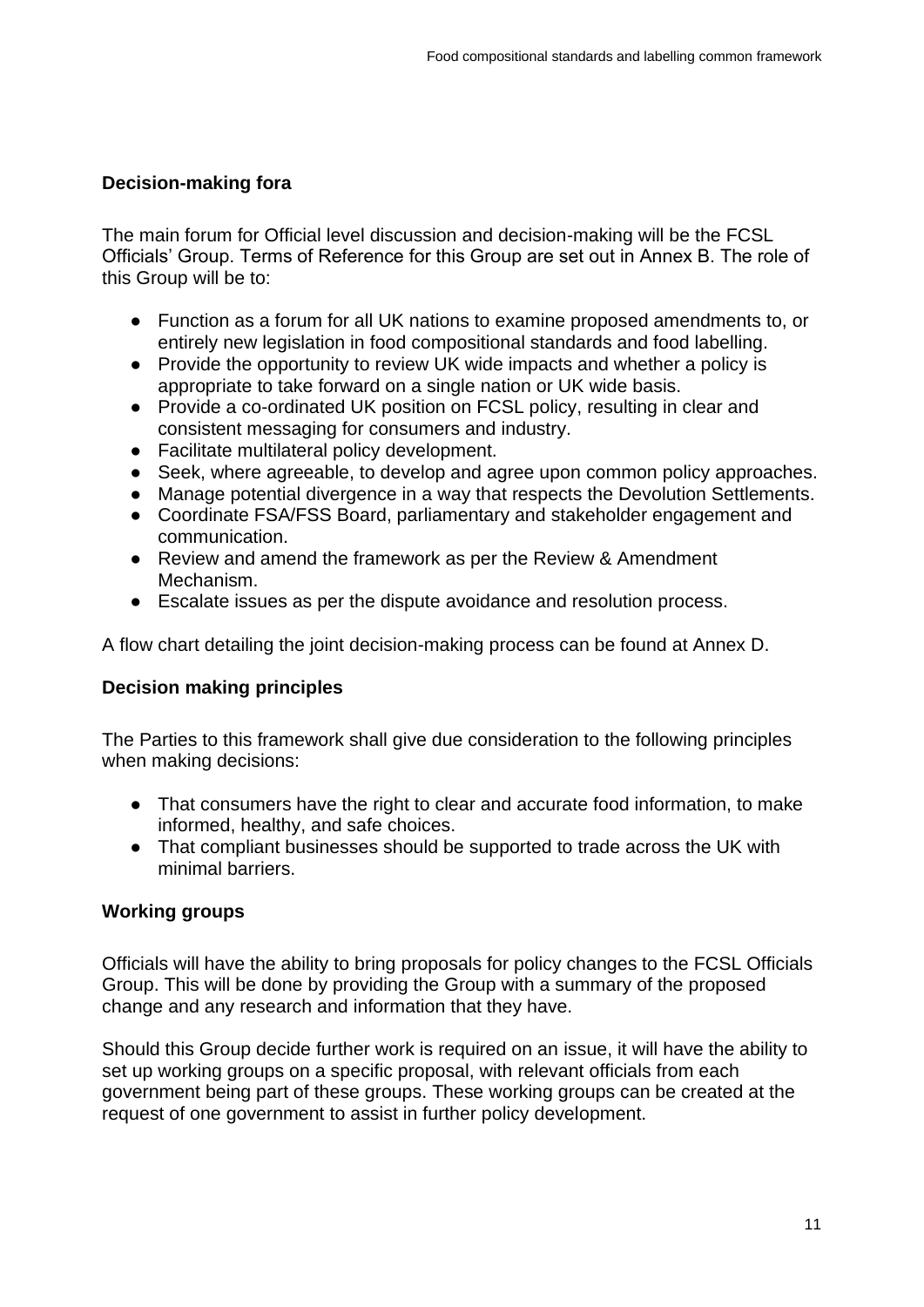### Decision-making fora

The main forum for Official level discussion and decision-making will be the FCSL Officials' Group. Terms of Reference for this Group are set out in Annex B. The role of this Group will be to:

- Function as a forum for all UK nations to examine proposed amendments to, or entirely new legislation in food compositional standards and food labelling.
- Provide the opportunity to review UK wide impacts and whether a policy is appropriate to take forward on a single nation or UK wide basis.
- Provide a co-ordinated UK position on FCSL policy, resulting in clear and consistent messaging for consumers and industry.
- Facilitate multilateral policy development.
- Seek, where agreeable, to develop and agree upon common policy approaches.
- Manage potential divergence in a way that respects the Devolution Settlements.
- Coordinate FSA/FSS Board, parliamentary and stakeholder engagement and communication.
- Review and amend the framework as per the Review & Amendment Mechanism.
- Escalate issues as per the dispute avoidance and resolution process.

A flow chart detailing the joint decision-making process can be found at Annex D.

### Decision making principles

The Parties to this framework shall give due consideration to the following principles when making decisions:

- That consumers have the right to clear and accurate food information, to make informed, healthy, and safe choices.
- That compliant businesses should be supported to trade across the UK with minimal barriers.

### Working groups

Officials will have the ability to bring proposals for policy changes to the FCSL Officials Group. This will be done by providing the Group with a summary of the proposed change and any research and information that they have.

Should this Group decide further work is required on an issue, it will have the ability to set up working groups on a specific proposal, with relevant officials from each government being part of these groups. These working groups can be created at the request of one government to assist in further policy development.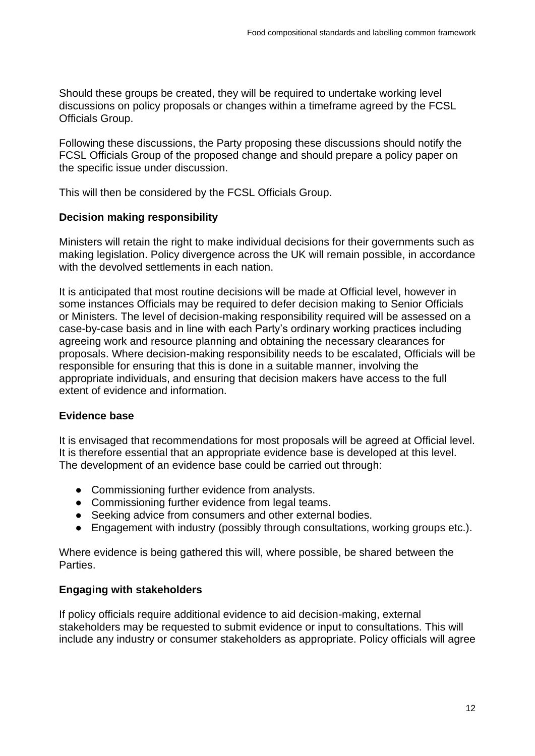Should these groups be created, they will be required to undertake working level discussions on policy proposals or changes within a timeframe agreed by the FCSL Officials Group.

Following these discussions, the Party proposing these discussions should notify the FCSL Officials Group of the proposed change and should prepare a policy paper on the specific issue under discussion.

This will then be considered by the FCSL Officials Group.

### Decision making responsibility

Ministers will retain the right to make individual decisions for their governments such as making legislation. Policy divergence across the UK will remain possible, in accordance with the devolved settlements in each nation.

It is anticipated that most routine decisions will be made at Official level, however in some instances Officials may be required to defer decision making to Senior Officials or Ministers. The level of decision-making responsibility required will be assessed on a case-by-case basis and in line with each Party's ordinary working practices including agreeing work and resource planning and obtaining the necessary clearances for proposals. Where decision-making responsibility needs to be escalated, Officials will be responsible for ensuring that this is done in a suitable manner, involving the appropriate individuals, and ensuring that decision makers have access to the full extent of evidence and information.

### Evidence base

It is envisaged that recommendations for most proposals will be agreed at Official level. It is therefore essential that an appropriate evidence base is developed at this level. The development of an evidence base could be carried out through:

- Commissioning further evidence from analysts.
- Commissioning further evidence from legal teams.
- Seeking advice from consumers and other external bodies.
- Engagement with industry (possibly through consultations, working groups etc.).

Where evidence is being gathered this will, where possible, be shared between the Parties.

### Engaging with stakeholders

If policy officials require additional evidence to aid decision-making, external stakeholders may be requested to submit evidence or input to consultations. This will include any industry or consumer stakeholders as appropriate. Policy officials will agree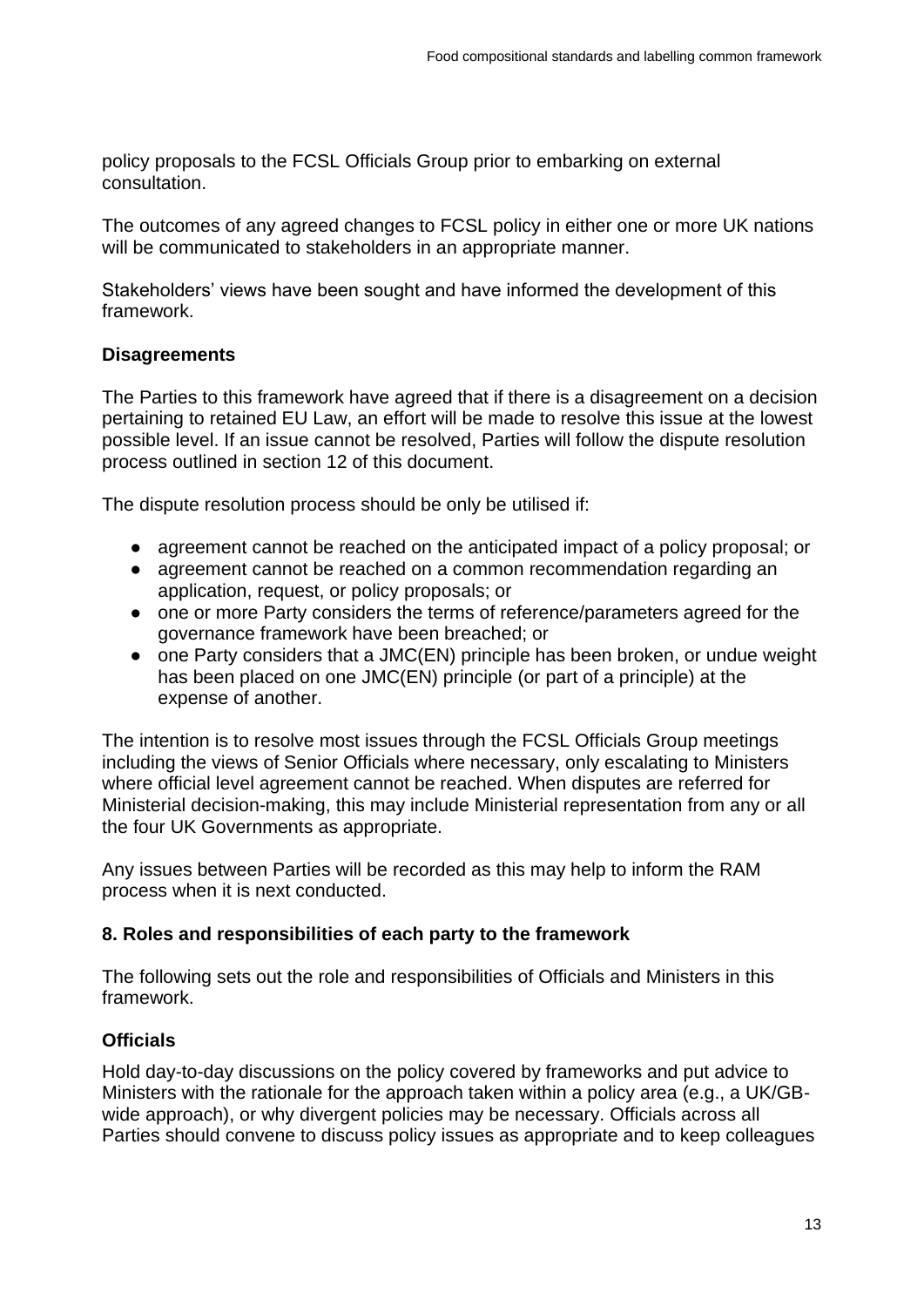policy proposals to the FCSL Officials Group prior to embarking on external consultation.

The outcomes of any agreed changes to FCSL policy in either one or more UK nations will be communicated to stakeholders in an appropriate manner.

Stakeholders' views have been sought and have informed the development of this framework.

### Disagreements

The Parties to this framework have agreed that if there is a disagreement on a decision pertaining to retained EU Law, an effort will be made to resolve this issue at the lowest possible level. If an issue cannot be resolved, Parties will follow the dispute resolution process outlined in section 12 of this document.

The dispute resolution process should be only be utilised if:

- agreement cannot be reached on the anticipated impact of a policy proposal; or
- agreement cannot be reached on a common recommendation regarding an application, request, or policy proposals; or
- one or more Party considers the terms of reference/parameters agreed for the governance framework have been breached; or
- one Party considers that a JMC(EN) principle has been broken, or undue weight has been placed on one JMC(EN) principle (or part of a principle) at the expense of another.

The intention is to resolve most issues through the FCSL Officials Group meetings including the views of Senior Officials where necessary, only escalating to Ministers where official level agreement cannot be reached. When disputes are referred for Ministerial decision-making, this may include Ministerial representation from any or all the four UK Governments as appropriate.

Any issues between Parties will be recorded as this may help to inform the RAM process when it is next conducted.

## 8. Roles and responsibilities of each party to the framework

The following sets out the role and responsibilities of Officials and Ministers in this framework.

### Officials

Hold day-to-day discussions on the policy covered by frameworks and put advice to Ministers with the rationale for the approach taken within a policy area (e.g., a UK/GB-wide approach), or why divergent policies may be necessary. Officials across all Parties should convene to discuss policy issues as appropriate and to keep colleagues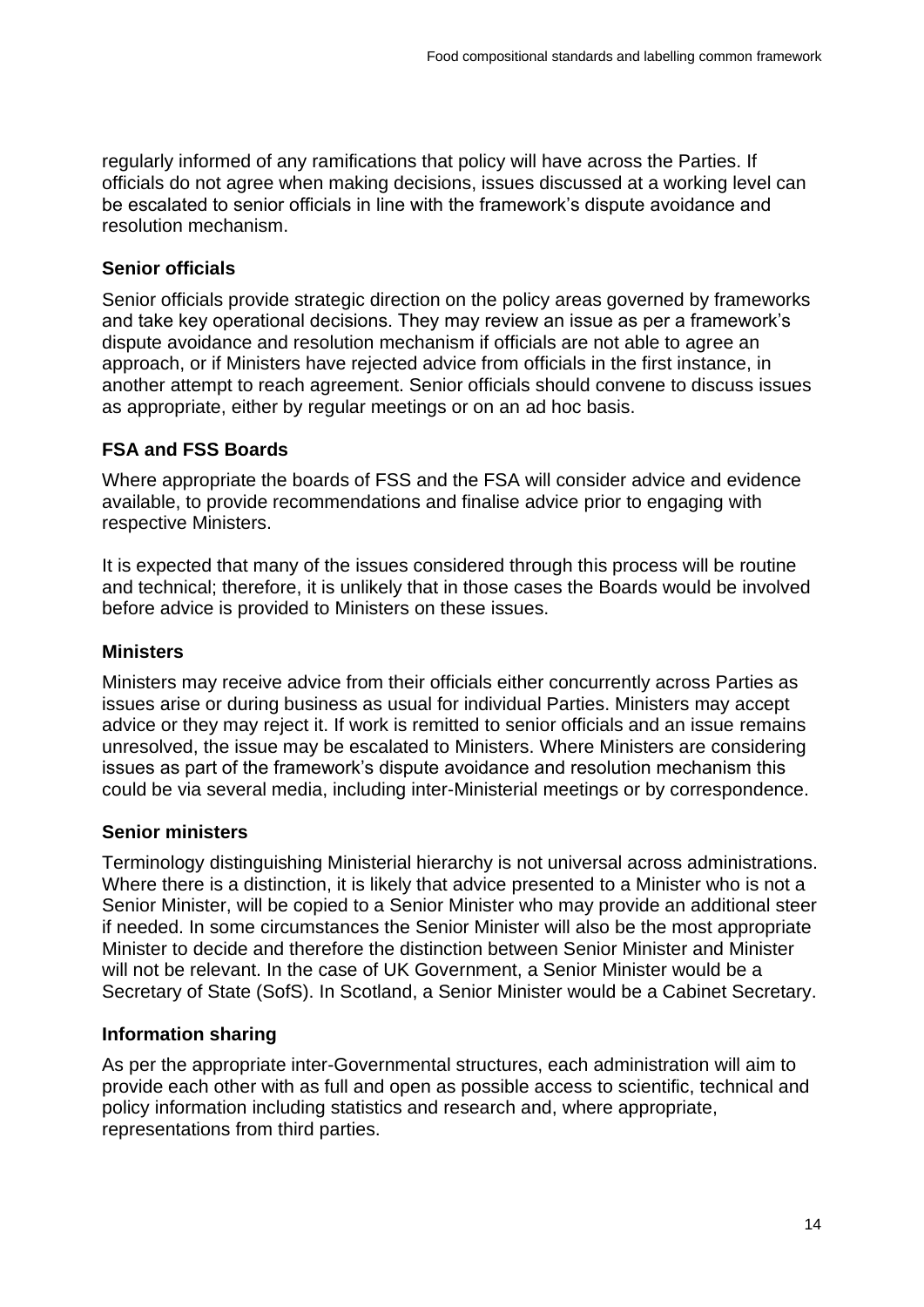regularly informed of any ramifications that policy will have across the Parties. If officials do not agree when making decisions, issues discussed at a working level can be escalated to senior officials in line with the framework's dispute avoidance and resolution mechanism.

### Senior officials

Senior officials provide strategic direction on the policy areas governed by frameworks and take key operational decisions. They may review an issue as per a framework's dispute avoidance and resolution mechanism if officials are not able to agree an approach, or if Ministers have rejected advice from officials in the first instance, in another attempt to reach agreement. Senior officials should convene to discuss issues as appropriate, either by regular meetings or on an ad hoc basis.

### FSA and FSS Boards

Where appropriate the boards of FSS and the FSA will consider advice and evidence available, to provide recommendations and finalise advice prior to engaging with respective Ministers.

It is expected that many of the issues considered through this process will be routine and technical; therefore, it is unlikely that in those cases the Boards would be involved before advice is provided to Ministers on these issues.

### Ministers

Ministers may receive advice from their officials either concurrently across Parties as issues arise or during business as usual for individual Parties. Ministers may accept advice or they may reject it. If work is remitted to senior officials and an issue remains unresolved, the issue may be escalated to Ministers. Where Ministers are considering issues as part of the framework's dispute avoidance and resolution mechanism this could be via several media, including inter-Ministerial meetings or by correspondence.

### Senior ministers

Terminology distinguishing Ministerial hierarchy is not universal across administrations. Where there is a distinction, it is likely that advice presented to a Minister who is not a Senior Minister, will be copied to a Senior Minister who may provide an additional steer if needed. In some circumstances the Senior Minister will also be the most appropriate Minister to decide and therefore the distinction between Senior Minister and Minister will not be relevant. In the case of UK Government, a Senior Minister would be a Secretary of State (SofS). In Scotland, a Senior Minister would be a Cabinet Secretary.

### Information sharing

As per the appropriate inter-Governmental structures, each administration will aim to provide each other with as full and open as possible access to scientific, technical and policy information including statistics and research and, where appropriate, representations from third parties.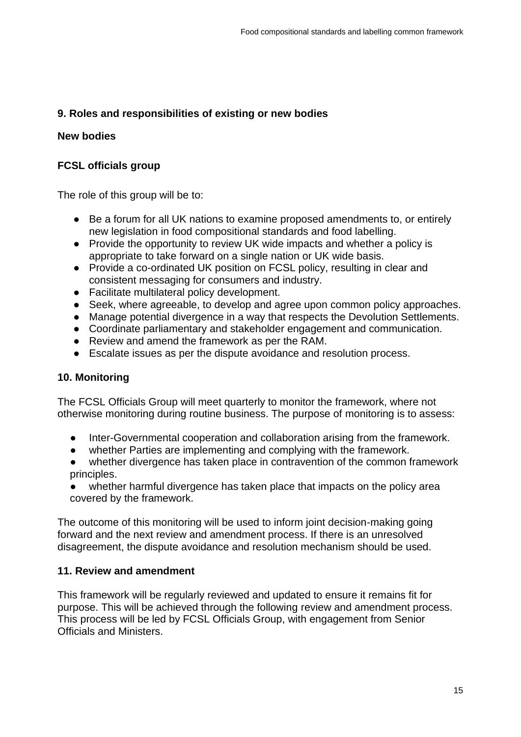## 9. Roles and responsibilities of existing or new bodies

### New bodies

### FCSL officials group

The role of this group will be to:

- Be a forum for all UK nations to examine proposed amendments to, or entirely new legislation in food compositional standards and food labelling.
- Provide the opportunity to review UK wide impacts and whether a policy is appropriate to take forward on a single nation or UK wide basis.
- Provide a co-ordinated UK position on FCSL policy, resulting in clear and consistent messaging for consumers and industry.
- Facilitate multilateral policy development.
- Seek, where agreeable, to develop and agree upon common policy approaches.
- Manage potential divergence in a way that respects the Devolution Settlements.
- Coordinate parliamentary and stakeholder engagement and communication.
- Review and amend the framework as per the RAM.
- Escalate issues as per the dispute avoidance and resolution process.

## 10. Monitoring

The FCSL Officials Group will meet quarterly to monitor the framework, where not otherwise monitoring during routine business. The purpose of monitoring is to assess:

- Inter-Governmental cooperation and collaboration arising from the framework.
- whether Parties are implementing and complying with the framework.
- whether divergence has taken place in contravention of the common framework principles.
- whether harmful divergence has taken place that impacts on the policy area covered by the framework.

The outcome of this monitoring will be used to inform joint decision-making going forward and the next review and amendment process. If there is an unresolved disagreement, the dispute avoidance and resolution mechanism should be used.

## 11. Review and amendment

This framework will be regularly reviewed and updated to ensure it remains fit for purpose. This will be achieved through the following review and amendment process. This process will be led by FCSL Officials Group, with engagement from Senior Officials and Ministers.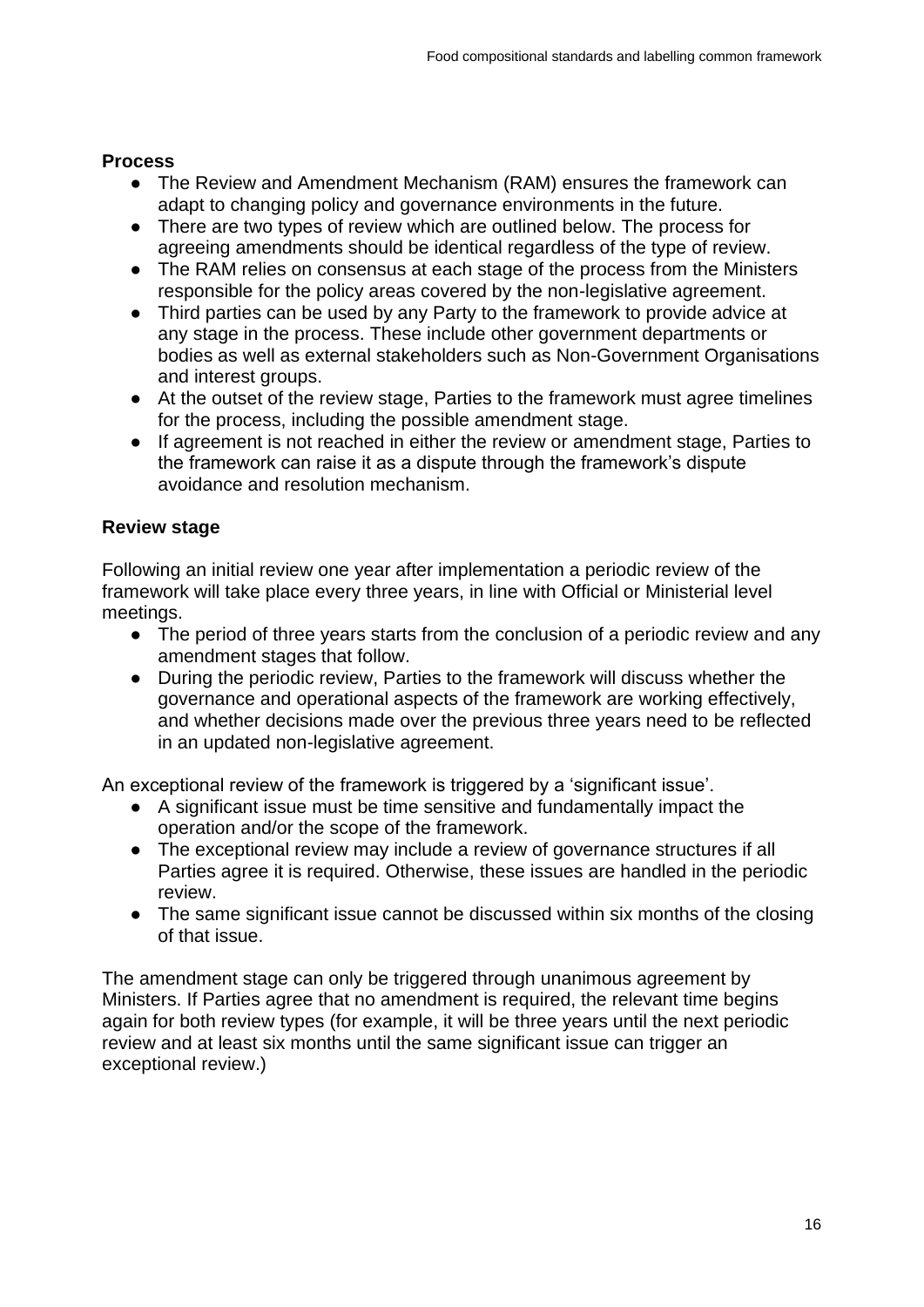### Process

- The Review and Amendment Mechanism (RAM) ensures the framework can adapt to changing policy and governance environments in the future.
- There are two types of review which are outlined below. The process for agreeing amendments should be identical regardless of the type of review.
- The RAM relies on consensus at each stage of the process from the Ministers responsible for the policy areas covered by the non-legislative agreement.
- Third parties can be used by any Party to the framework to provide advice at any stage in the process. These include other government departments or bodies as well as external stakeholders such as Non-Government Organisations and interest groups.
- At the outset of the review stage, Parties to the framework must agree timelines for the process, including the possible amendment stage.
- If agreement is not reached in either the review or amendment stage, Parties to the framework can raise it as a dispute through the framework's dispute avoidance and resolution mechanism.

### Review stage

Following an initial review one year after implementation a periodic review of the framework will take place every three years, in line with Official or Ministerial level meetings.

- The period of three years starts from the conclusion of a periodic review and any amendment stages that follow.
- During the periodic review, Parties to the framework will discuss whether the governance and operational aspects of the framework are working effectively, and whether decisions made over the previous three years need to be reflected in an updated non-legislative agreement.

An exceptional review of the framework is triggered by a 'significant issue'.

- A significant issue must be time sensitive and fundamentally impact the operation and/or the scope of the framework.
- The exceptional review may include a review of governance structures if all Parties agree it is required. Otherwise, these issues are handled in the periodic review.
- The same significant issue cannot be discussed within six months of the closing of that issue.

The amendment stage can only be triggered through unanimous agreement by Ministers. If Parties agree that no amendment is required, the relevant time begins again for both review types (for example, it will be three years until the next periodic review and at least six months until the same significant issue can trigger an exceptional review.)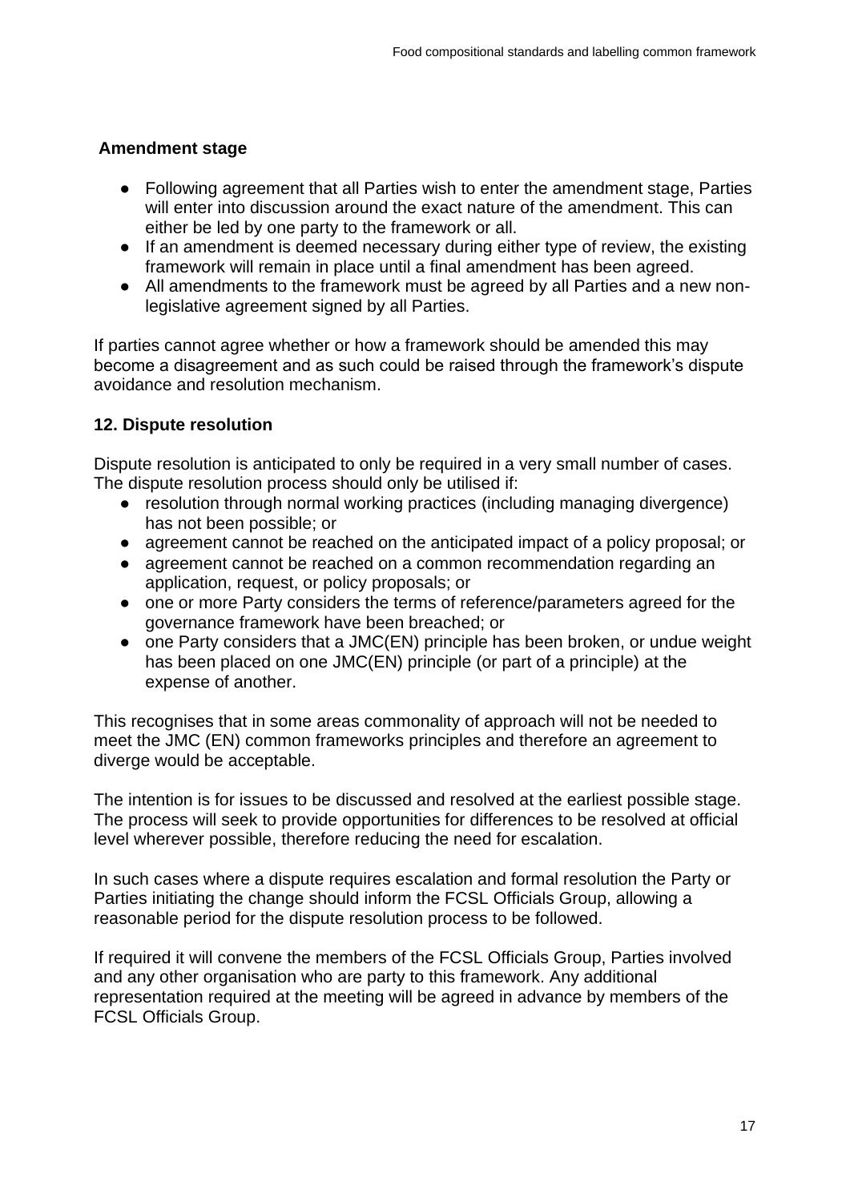### Amendment stage

- Following agreement that all Parties wish to enter the amendment stage, Parties will enter into discussion around the exact nature of the amendment. This can either be led by one party to the framework or all.
- If an amendment is deemed necessary during either type of review, the existing framework will remain in place until a final amendment has been agreed.
- All amendments to the framework must be agreed by all Parties and a new non-legislative agreement signed by all Parties.

If parties cannot agree whether or how a framework should be amended this may become a disagreement and as such could be raised through the framework's dispute avoidance and resolution mechanism.

### 12. Dispute resolution

Dispute resolution is anticipated to only be required in a very small number of cases. The dispute resolution process should only be utilised if:

- resolution through normal working practices (including managing divergence) has not been possible; or
- agreement cannot be reached on the anticipated impact of a policy proposal; or
- agreement cannot be reached on a common recommendation regarding an application, request, or policy proposals; or
- one or more Party considers the terms of reference/parameters agreed for the governance framework have been breached; or
- one Party considers that a JMC(EN) principle has been broken, or undue weight has been placed on one JMC(EN) principle (or part of a principle) at the expense of another.

This recognises that in some areas commonality of approach will not be needed to meet the JMC (EN) common frameworks principles and therefore an agreement to diverge would be acceptable.

The intention is for issues to be discussed and resolved at the earliest possible stage. The process will seek to provide opportunities for differences to be resolved at official level wherever possible, therefore reducing the need for escalation.

In such cases where a dispute requires escalation and formal resolution the Party or Parties initiating the change should inform the FCSL Officials Group, allowing a reasonable period for the dispute resolution process to be followed.

If required it will convene the members of the FCSL Officials Group, Parties involved and any other organisation who are party to this framework. Any additional representation required at the meeting will be agreed in advance by members of the FCSL Officials Group.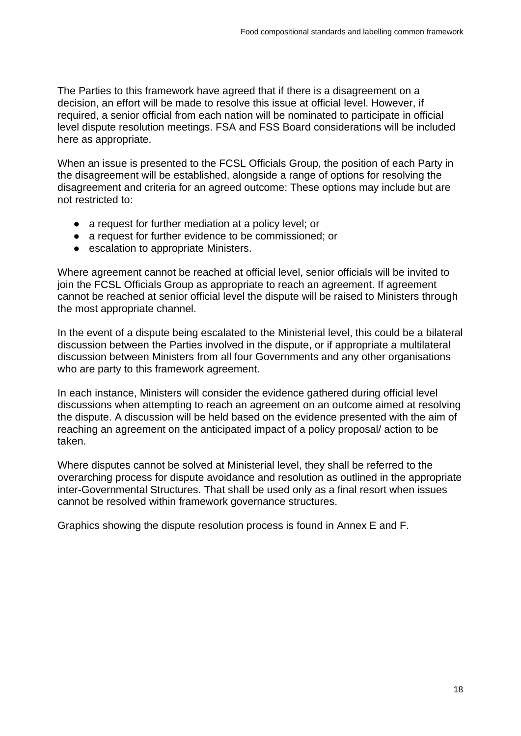The Parties to this framework have agreed that if there is a disagreement on a decision, an effort will be made to resolve this issue at official level. However, if required, a senior official from each nation will be nominated to participate in official level dispute resolution meetings. FSA and FSS Board considerations will be included here as appropriate.

When an issue is presented to the FCSL Officials Group, the position of each Party in the disagreement will be established, alongside a range of options for resolving the disagreement and criteria for an agreed outcome: These options may include but are not restricted to:

- a request for further mediation at a policy level; or
- a request for further evidence to be commissioned; or
- escalation to appropriate Ministers.

Where agreement cannot be reached at official level, senior officials will be invited to join the FCSL Officials Group as appropriate to reach an agreement. If agreement cannot be reached at senior official level the dispute will be raised to Ministers through the most appropriate channel.

In the event of a dispute being escalated to the Ministerial level, this could be a bilateral discussion between the Parties involved in the dispute, or if appropriate a multilateral discussion between Ministers from all four Governments and any other organisations who are party to this framework agreement.

In each instance, Ministers will consider the evidence gathered during official level discussions when attempting to reach an agreement on an outcome aimed at resolving the dispute. A discussion will be held based on the evidence presented with the aim of reaching an agreement on the anticipated impact of a policy proposal/ action to be taken.

Where disputes cannot be solved at Ministerial level, they shall be referred to the overarching process for dispute avoidance and resolution as outlined in the appropriate inter-Governmental Structures. That shall be used only as a final resort when issues cannot be resolved within framework governance structures.

Graphics showing the dispute resolution process is found in Annex E and F.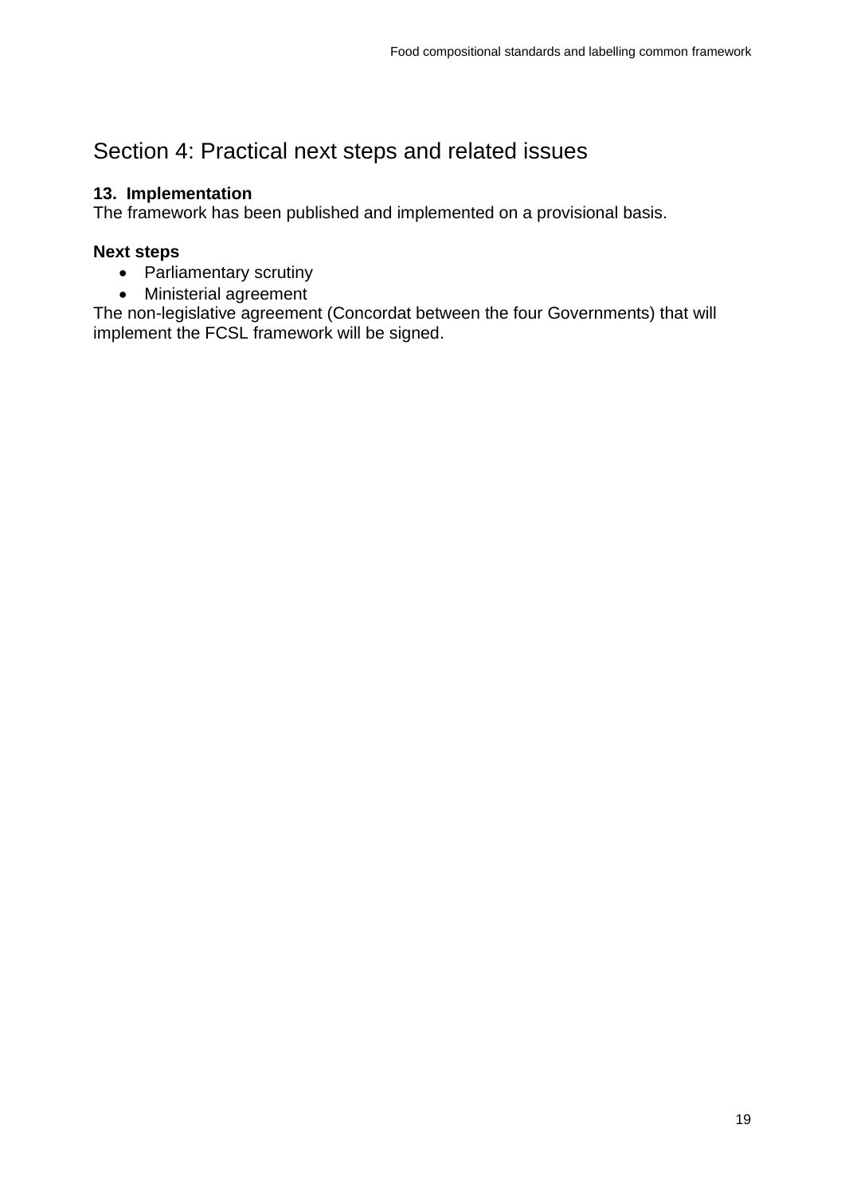# Section 4: Practical next steps and related issues

**13. Implementation**
The framework has been published and implemented on a provisional basis.

**Next steps**

- Parliamentary scrutiny
- Ministerial agreement

The non-legislative agreement (Concordat between the four Governments) that will implement the FCSL framework will be signed.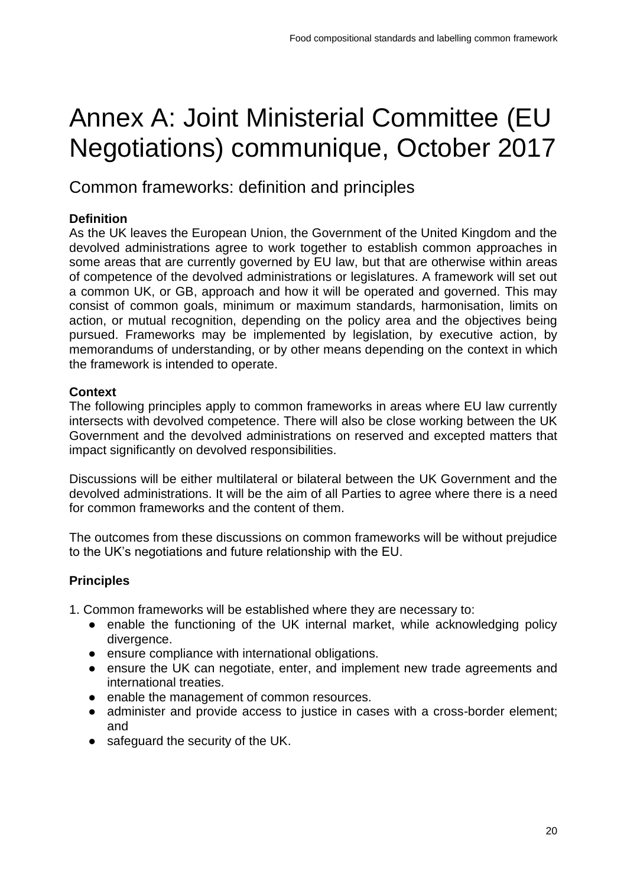# Annex A: Joint Ministerial Committee (EU Negotiations) communique, October 2017

## Common frameworks: definition and principles

**Definition**

As the UK leaves the European Union, the Government of the United Kingdom and the devolved administrations agree to work together to establish common approaches in some areas that are currently governed by EU law, but that are otherwise within areas of competence of the devolved administrations or legislatures. A framework will set out a common UK, or GB, approach and how it will be operated and governed. This may consist of common goals, minimum or maximum standards, harmonisation, limits on action, or mutual recognition, depending on the policy area and the objectives being pursued. Frameworks may be implemented by legislation, by executive action, by memorandums of understanding, or by other means depending on the context in which the framework is intended to operate.

**Context**

The following principles apply to common frameworks in areas where EU law currently intersects with devolved competence. There will also be close working between the UK Government and the devolved administrations on reserved and excepted matters that impact significantly on devolved responsibilities.

Discussions will be either multilateral or bilateral between the UK Government and the devolved administrations. It will be the aim of all Parties to agree where there is a need for common frameworks and the content of them.

The outcomes from these discussions on common frameworks will be without prejudice to the UK's negotiations and future relationship with the EU.

**Principles**

1. Common frameworks will be established where they are necessary to:
    - enable the functioning of the UK internal market, while acknowledging policy divergence.
    - ensure compliance with international obligations.
    - ensure the UK can negotiate, enter, and implement new trade agreements and international treaties.
    - enable the management of common resources.
    - administer and provide access to justice in cases with a cross-border element; and
    - safeguard the security of the UK.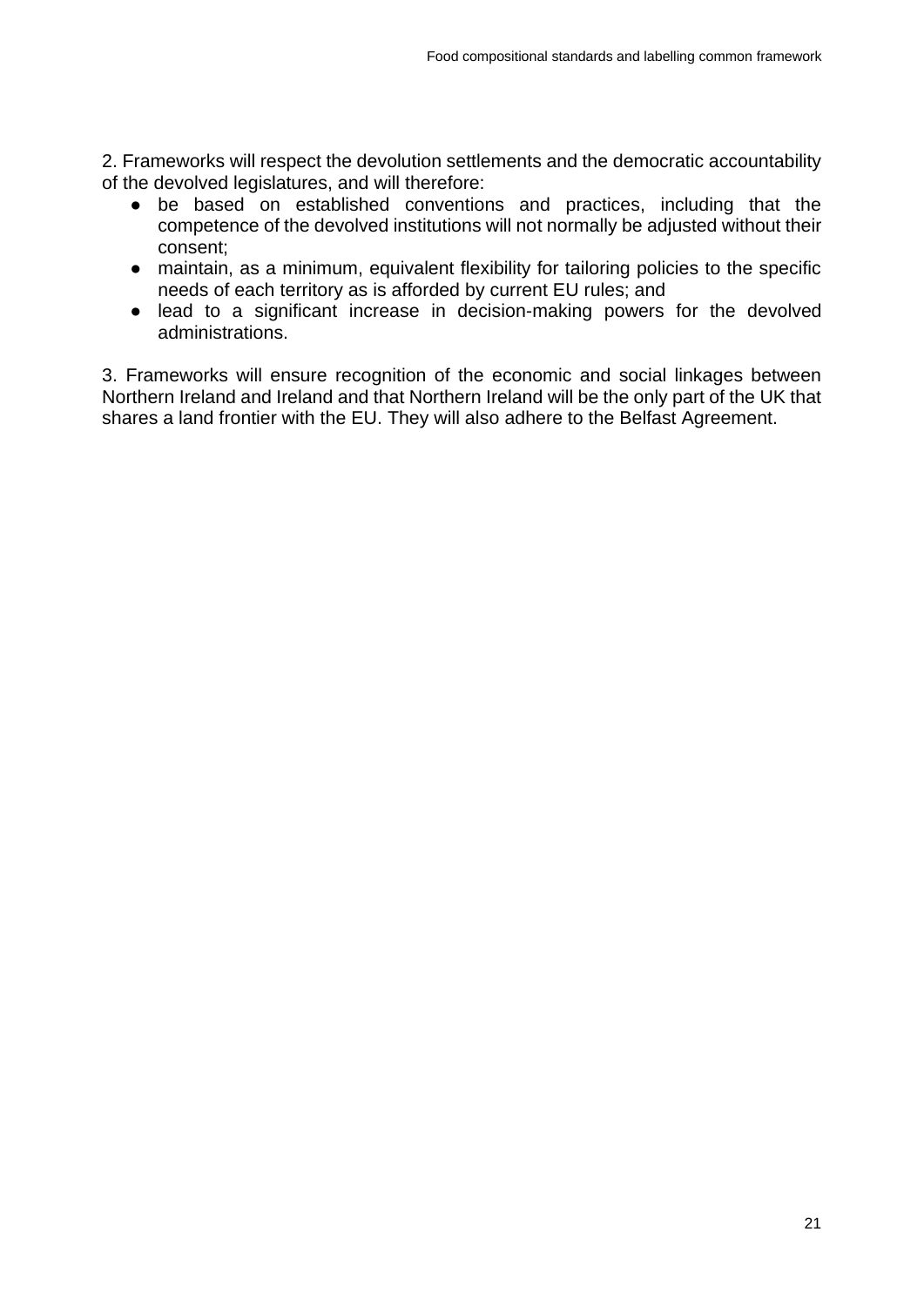2. Frameworks will respect the devolution settlements and the democratic accountability of the devolved legislatures, and will therefore:

- be based on established conventions and practices, including that the competence of the devolved institutions will not normally be adjusted without their consent;
- maintain, as a minimum, equivalent flexibility for tailoring policies to the specific needs of each territory as is afforded by current EU rules; and
- lead to a significant increase in decision-making powers for the devolved administrations.

3. Frameworks will ensure recognition of the economic and social linkages between Northern Ireland and Ireland and that Northern Ireland will be the only part of the UK that shares a land frontier with the EU. They will also adhere to the Belfast Agreement.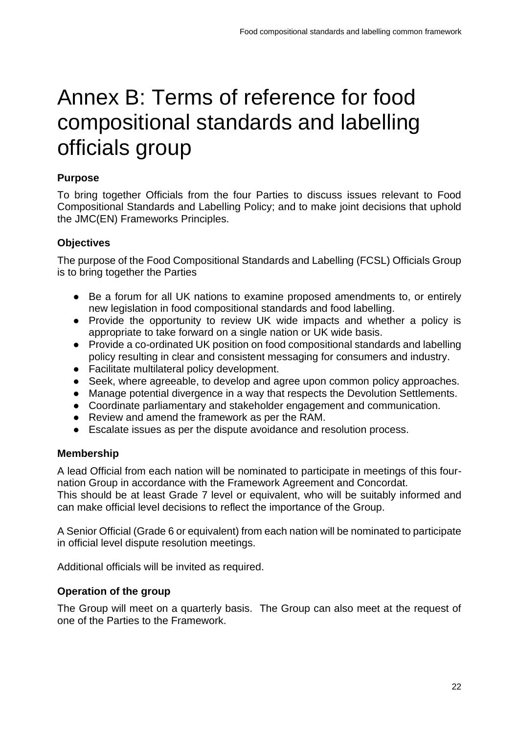# Annex B: Terms of reference for food compositional standards and labelling officials group

### Purpose

To bring together Officials from the four Parties to discuss issues relevant to Food Compositional Standards and Labelling Policy; and to make joint decisions that uphold the JMC(EN) Frameworks Principles.

### Objectives

The purpose of the Food Compositional Standards and Labelling (FCSL) Officials Group is to bring together the Parties

- Be a forum for all UK nations to examine proposed amendments to, or entirely new legislation in food compositional standards and food labelling.
- Provide the opportunity to review UK wide impacts and whether a policy is appropriate to take forward on a single nation or UK wide basis.
- Provide a co-ordinated UK position on food compositional standards and labelling policy resulting in clear and consistent messaging for consumers and industry.
- Facilitate multilateral policy development.
- Seek, where agreeable, to develop and agree upon common policy approaches.
- Manage potential divergence in a way that respects the Devolution Settlements.
- Coordinate parliamentary and stakeholder engagement and communication.
- Review and amend the framework as per the RAM.
- Escalate issues as per the dispute avoidance and resolution process.

### Membership

A lead Official from each nation will be nominated to participate in meetings of this four-nation Group in accordance with the Framework Agreement and Concordat.
This should be at least Grade 7 level or equivalent, who will be suitably informed and can make official level decisions to reflect the importance of the Group.

A Senior Official (Grade 6 or equivalent) from each nation will be nominated to participate in official level dispute resolution meetings.

Additional officials will be invited as required.

### Operation of the group

The Group will meet on a quarterly basis. The Group can also meet at the request of one of the Parties to the Framework.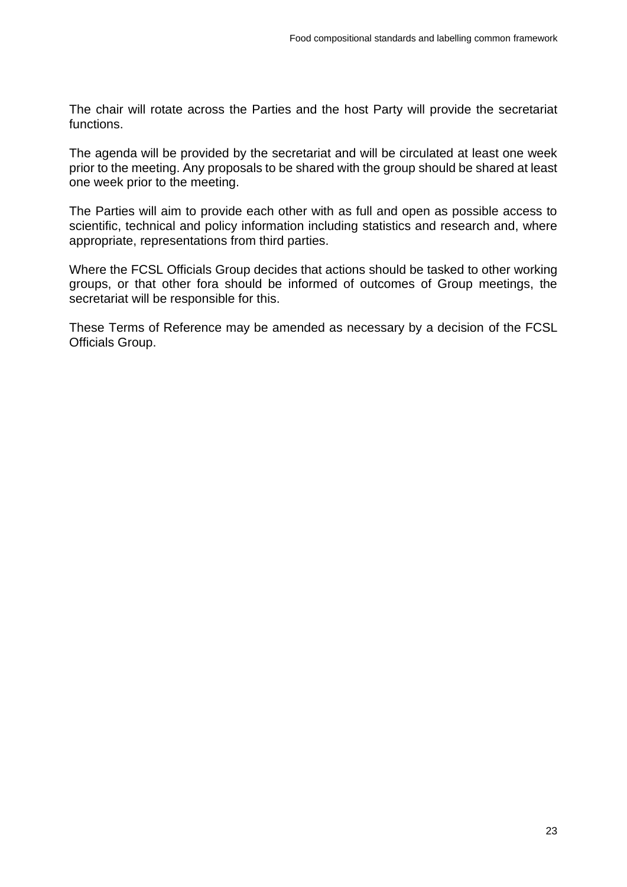The chair will rotate across the Parties and the host Party will provide the secretariat functions.

The agenda will be provided by the secretariat and will be circulated at least one week prior to the meeting. Any proposals to be shared with the group should be shared at least one week prior to the meeting.

The Parties will aim to provide each other with as full and open as possible access to scientific, technical and policy information including statistics and research and, where appropriate, representations from third parties.

Where the FCSL Officials Group decides that actions should be tasked to other working groups, or that other fora should be informed of outcomes of Group meetings, the secretariat will be responsible for this.

These Terms of Reference may be amended as necessary by a decision of the FCSL Officials Group.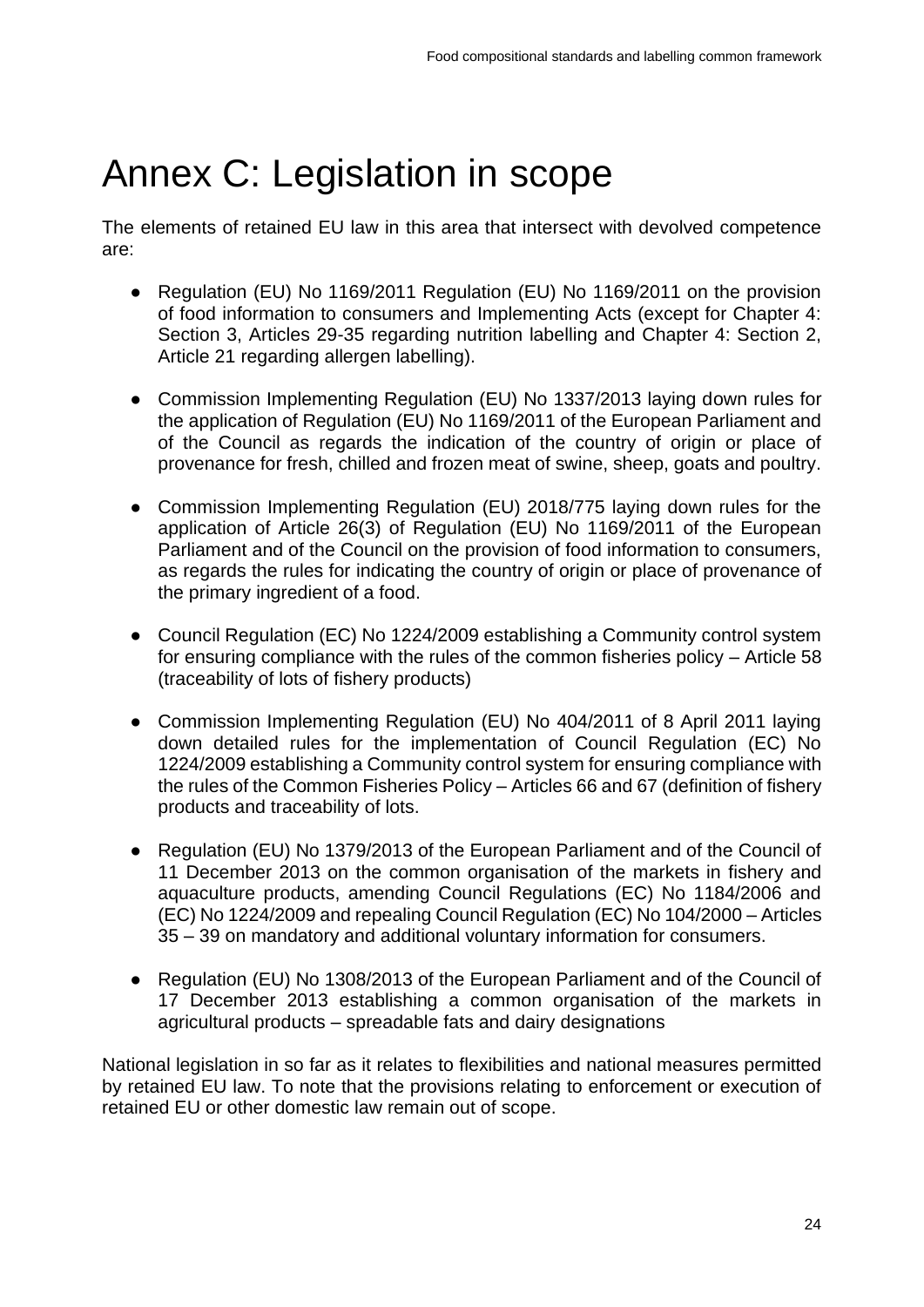# Annex C: Legislation in scope

The elements of retained EU law in this area that intersect with devolved competence are:

- Regulation (EU) No 1169/2011 Regulation (EU) No 1169/2011 on the provision of food information to consumers and Implementing Acts (except for Chapter 4: Section 3, Articles 29-35 regarding nutrition labelling and Chapter 4: Section 2, Article 21 regarding allergen labelling).

- Commission Implementing Regulation (EU) No 1337/2013 laying down rules for the application of Regulation (EU) No 1169/2011 of the European Parliament and of the Council as regards the indication of the country of origin or place of provenance for fresh, chilled and frozen meat of swine, sheep, goats and poultry.

- Commission Implementing Regulation (EU) 2018/775 laying down rules for the application of Article 26(3) of Regulation (EU) No 1169/2011 of the European Parliament and of the Council on the provision of food information to consumers, as regards the rules for indicating the country of origin or place of provenance of the primary ingredient of a food.

- Council Regulation (EC) No 1224/2009 establishing a Community control system for ensuring compliance with the rules of the common fisheries policy – Article 58 (traceability of lots of fishery products)

- Commission Implementing Regulation (EU) No 404/2011 of 8 April 2011 laying down detailed rules for the implementation of Council Regulation (EC) No 1224/2009 establishing a Community control system for ensuring compliance with the rules of the Common Fisheries Policy – Articles 66 and 67 (definition of fishery products and traceability of lots.

- Regulation (EU) No 1379/2013 of the European Parliament and of the Council of 11 December 2013 on the common organisation of the markets in fishery and aquaculture products, amending Council Regulations (EC) No 1184/2006 and (EC) No 1224/2009 and repealing Council Regulation (EC) No 104/2000 – Articles 35 – 39 on mandatory and additional voluntary information for consumers.

- Regulation (EU) No 1308/2013 of the European Parliament and of the Council of 17 December 2013 establishing a common organisation of the markets in agricultural products – spreadable fats and dairy designations

National legislation in so far as it relates to flexibilities and national measures permitted by retained EU law. To note that the provisions relating to enforcement or execution of retained EU or other domestic law remain out of scope.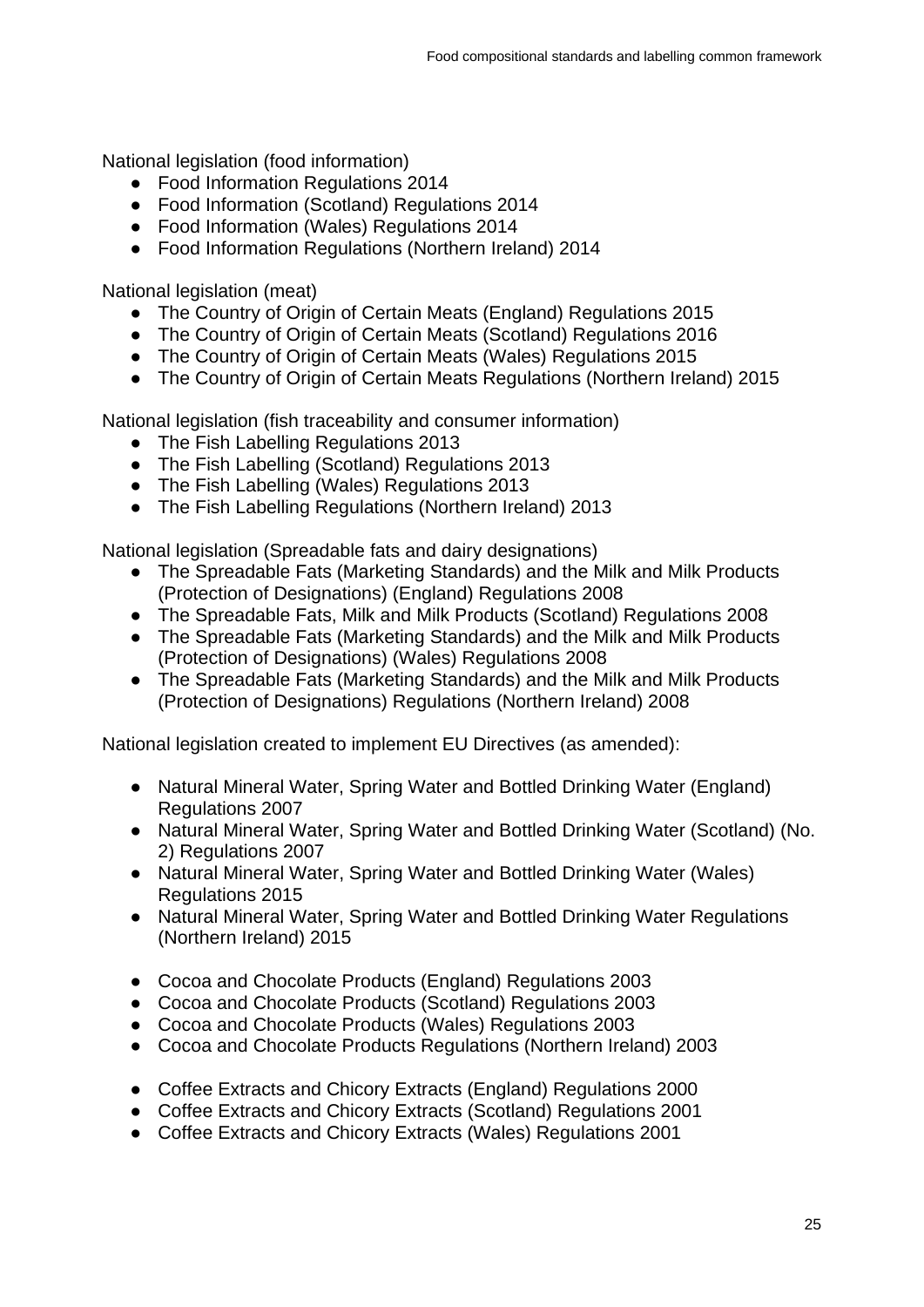National legislation (food information)

- Food Information Regulations 2014
- Food Information (Scotland) Regulations 2014
- Food Information (Wales) Regulations 2014
- Food Information Regulations (Northern Ireland) 2014

National legislation (meat)

- The Country of Origin of Certain Meats (England) Regulations 2015
- The Country of Origin of Certain Meats (Scotland) Regulations 2016
- The Country of Origin of Certain Meats (Wales) Regulations 2015
- The Country of Origin of Certain Meats Regulations (Northern Ireland) 2015

National legislation (fish traceability and consumer information)

- The Fish Labelling Regulations 2013
- The Fish Labelling (Scotland) Regulations 2013
- The Fish Labelling (Wales) Regulations 2013
- The Fish Labelling Regulations (Northern Ireland) 2013

National legislation (Spreadable fats and dairy designations)

- The Spreadable Fats (Marketing Standards) and the Milk and Milk Products (Protection of Designations) (England) Regulations 2008
- The Spreadable Fats, Milk and Milk Products (Scotland) Regulations 2008
- The Spreadable Fats (Marketing Standards) and the Milk and Milk Products (Protection of Designations) (Wales) Regulations 2008
- The Spreadable Fats (Marketing Standards) and the Milk and Milk Products (Protection of Designations) Regulations (Northern Ireland) 2008

National legislation created to implement EU Directives (as amended):

- Natural Mineral Water, Spring Water and Bottled Drinking Water (England) Regulations 2007
- Natural Mineral Water, Spring Water and Bottled Drinking Water (Scotland) (No. 2) Regulations 2007
- Natural Mineral Water, Spring Water and Bottled Drinking Water (Wales) Regulations 2015
- Natural Mineral Water, Spring Water and Bottled Drinking Water Regulations (Northern Ireland) 2015

- Cocoa and Chocolate Products (England) Regulations 2003
- Cocoa and Chocolate Products (Scotland) Regulations 2003
- Cocoa and Chocolate Products (Wales) Regulations 2003
- Cocoa and Chocolate Products Regulations (Northern Ireland) 2003

- Coffee Extracts and Chicory Extracts (England) Regulations 2000
- Coffee Extracts and Chicory Extracts (Scotland) Regulations 2001
- Coffee Extracts and Chicory Extracts (Wales) Regulations 2001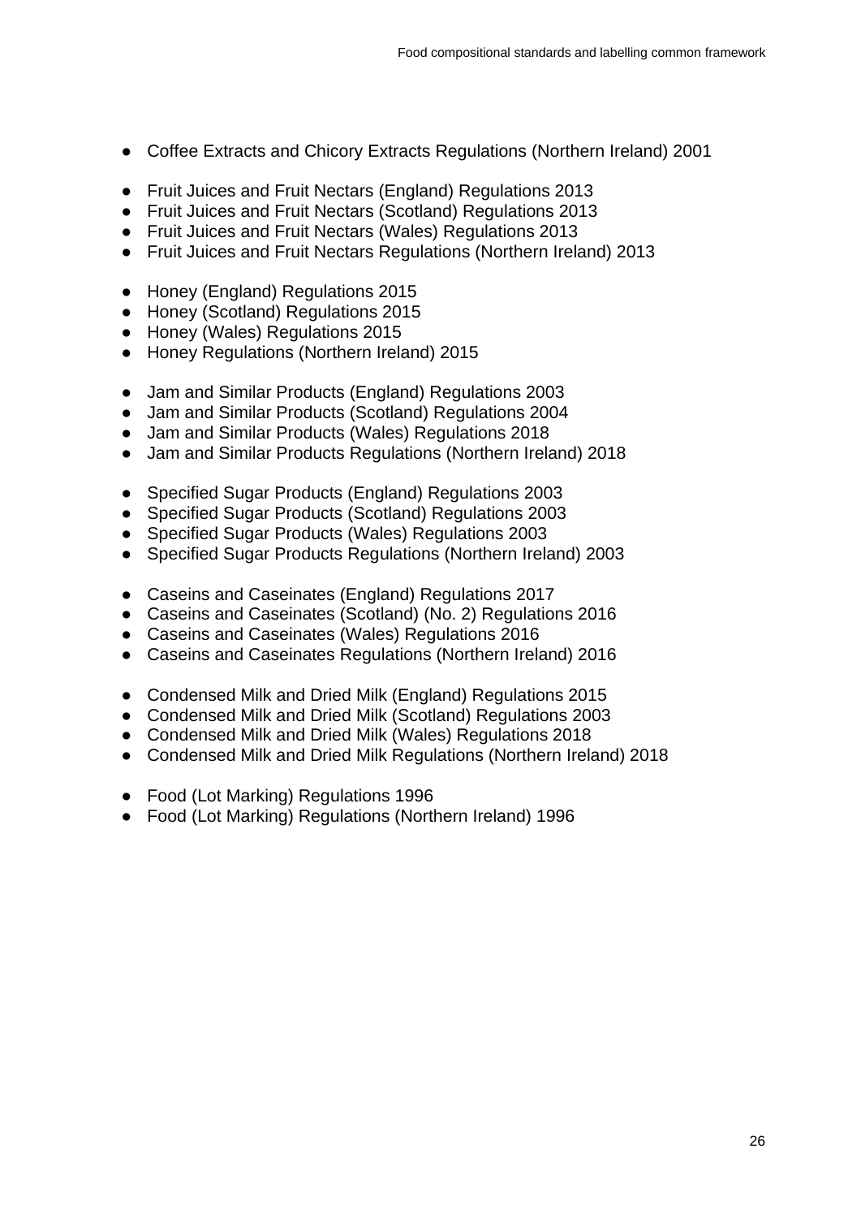- Coffee Extracts and Chicory Extracts Regulations (Northern Ireland) 2001

- Fruit Juices and Fruit Nectars (England) Regulations 2013
- Fruit Juices and Fruit Nectars (Scotland) Regulations 2013
- Fruit Juices and Fruit Nectars (Wales) Regulations 2013
- Fruit Juices and Fruit Nectars Regulations (Northern Ireland) 2013

- Honey (England) Regulations 2015
- Honey (Scotland) Regulations 2015
- Honey (Wales) Regulations 2015
- Honey Regulations (Northern Ireland) 2015

- Jam and Similar Products (England) Regulations 2003
- Jam and Similar Products (Scotland) Regulations 2004
- Jam and Similar Products (Wales) Regulations 2018
- Jam and Similar Products Regulations (Northern Ireland) 2018

- Specified Sugar Products (England) Regulations 2003
- Specified Sugar Products (Scotland) Regulations 2003
- Specified Sugar Products (Wales) Regulations 2003
- Specified Sugar Products Regulations (Northern Ireland) 2003

- Caseins and Caseinates (England) Regulations 2017
- Caseins and Caseinates (Scotland) (No. 2) Regulations 2016
- Caseins and Caseinates (Wales) Regulations 2016
- Caseins and Caseinates Regulations (Northern Ireland) 2016

- Condensed Milk and Dried Milk (England) Regulations 2015
- Condensed Milk and Dried Milk (Scotland) Regulations 2003
- Condensed Milk and Dried Milk (Wales) Regulations 2018
- Condensed Milk and Dried Milk Regulations (Northern Ireland) 2018

- Food (Lot Marking) Regulations 1996
- Food (Lot Marking) Regulations (Northern Ireland) 1996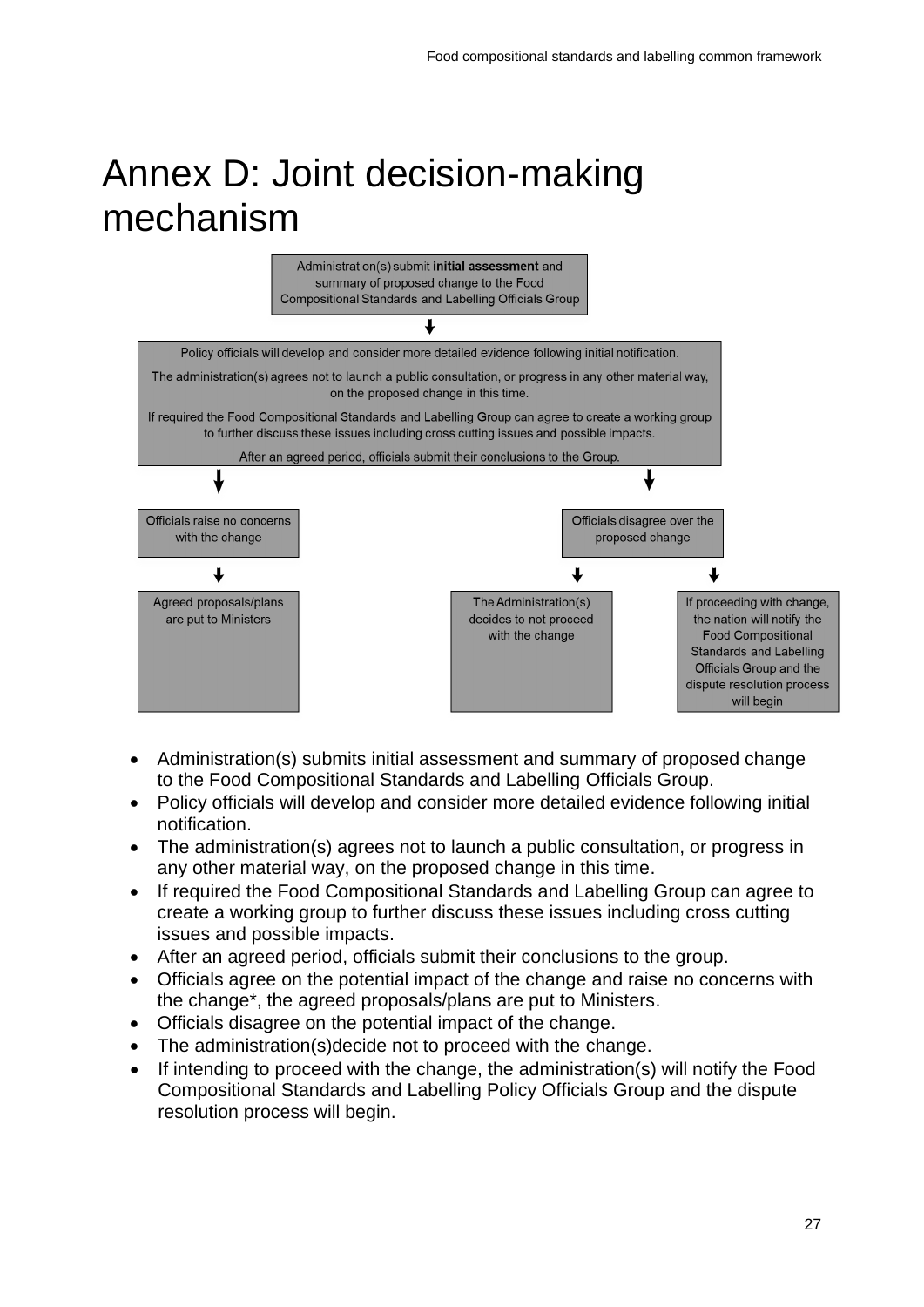# Annex D: Joint decision-making mechanism

Administration(s) submit **initial assessment** and summary of proposed change to the Food Compositional Standards and Labelling Officials Group

Policy officials will develop and consider more detailed evidence following initial notification.

The administration(s) agrees not to launch a public consultation, or progress in any other material way, on the proposed change in this time.

If required the Food Compositional Standards and Labelling Group can agree to create a working group to further discuss these issues including cross cutting issues and possible impacts.

After an agreed period, officials submit their conclusions to the Group.

Officials raise no concerns with the change

Agreed proposals/plans are put to Ministers

Officials disagree over the proposed change

The Administration(s) decides to not proceed with the change

If proceeding with change, the nation will notify the Food Compositional Standards and Labelling Officials Group and the dispute resolution process will begin

- Administration(s) submits initial assessment and summary of proposed change to the Food Compositional Standards and Labelling Officials Group.
- Policy officials will develop and consider more detailed evidence following initial notification.
- The administration(s) agrees not to launch a public consultation, or progress in any other material way, on the proposed change in this time.
- If required the Food Compositional Standards and Labelling Group can agree to create a working group to further discuss these issues including cross cutting issues and possible impacts.
- After an agreed period, officials submit their conclusions to the group.
- Officials agree on the potential impact of the change and raise no concerns with the change*, the agreed proposals/plans are put to Ministers.
- Officials disagree on the potential impact of the change.
- The administration(s)decide not to proceed with the change.
- If intending to proceed with the change, the administration(s) will notify the Food Compositional Standards and Labelling Policy Officials Group and the dispute resolution process will begin.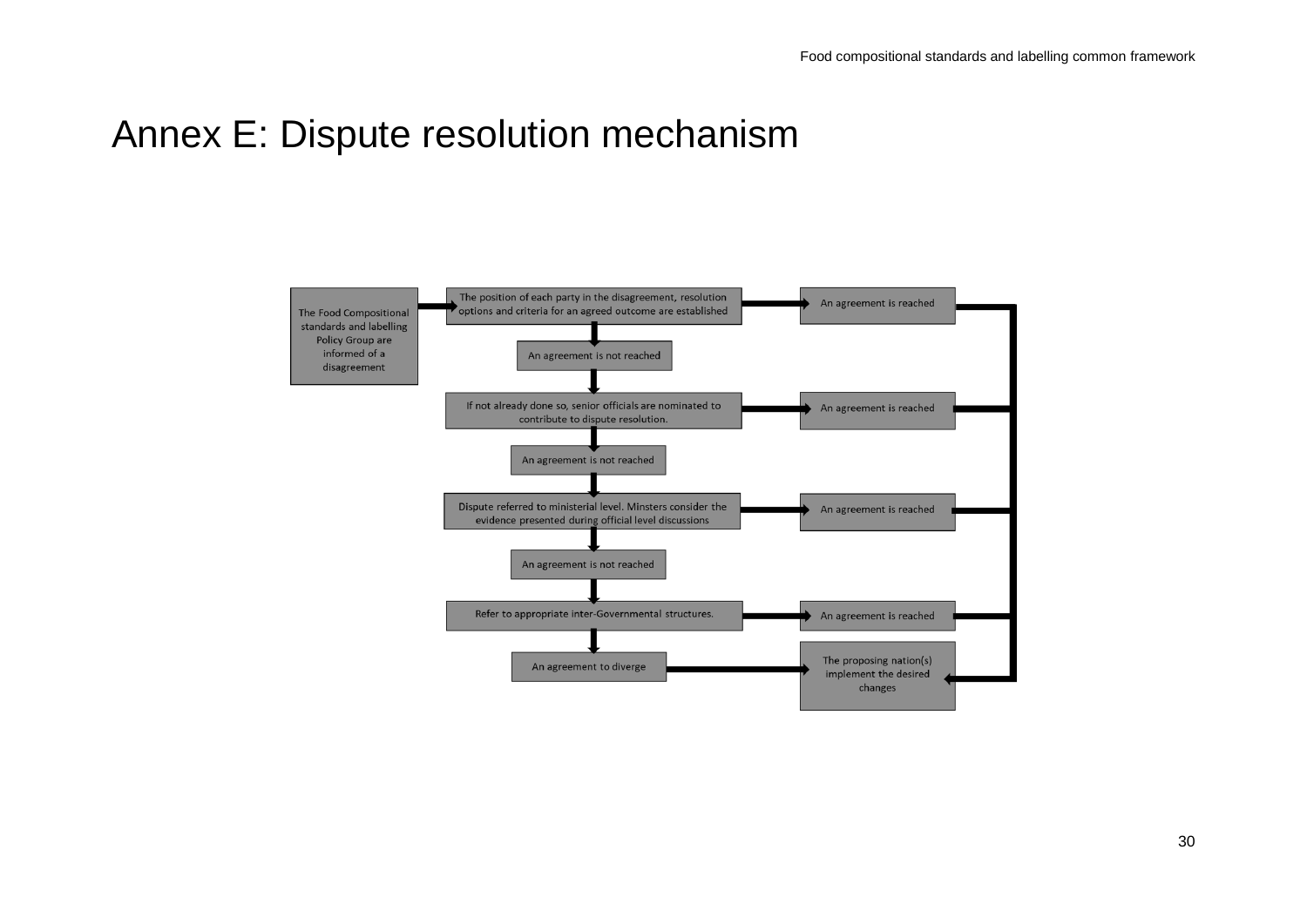# Annex E: Dispute resolution mechanism

The Food Compositional standards and labelling Policy Group are informed of a disagreement

The position of each party in the disagreement, resolution options and criteria for an agreed outcome are established

An agreement is reached

An agreement is not reached

If not already done so, senior officials are nominated to contribute to dispute resolution.

An agreement is reached

An agreement is not reached

Dispute referred to ministerial level. Minsters consider the evidence presented during official level discussions

An agreement is reached

An agreement is not reached

Refer to appropriate inter-Governmental structures.

An agreement is reached

An agreement to diverge

The proposing nation(s) implement the desired changes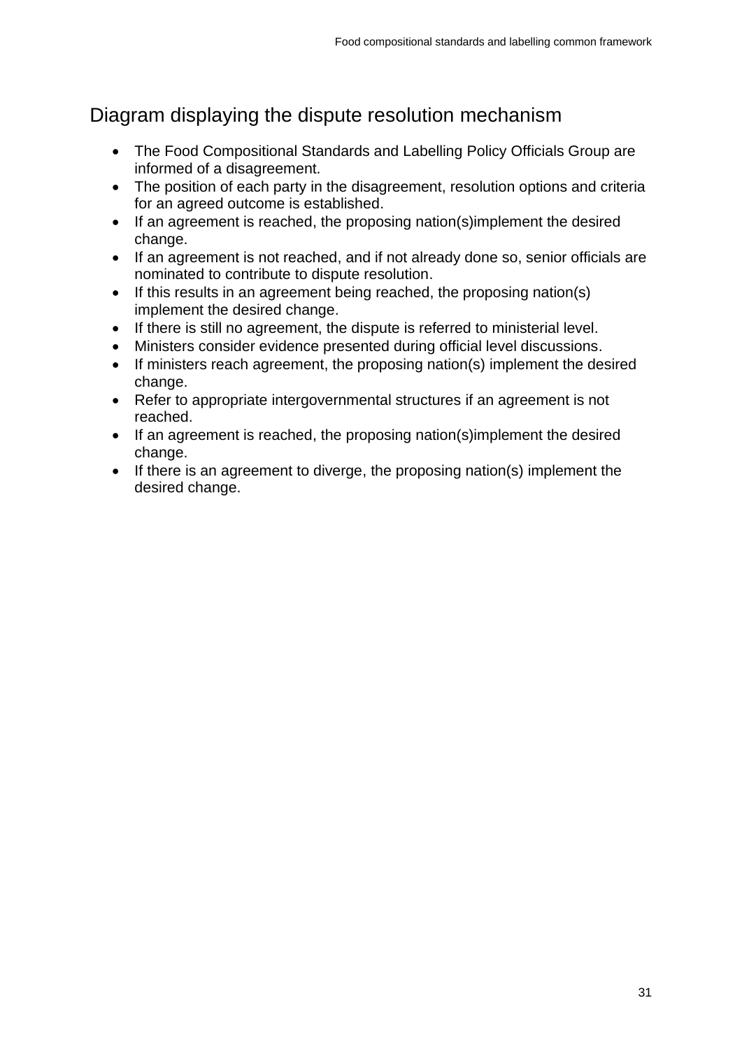## Diagram displaying the dispute resolution mechanism

- The Food Compositional Standards and Labelling Policy Officials Group are informed of a disagreement.
- The position of each party in the disagreement, resolution options and criteria for an agreed outcome is established.
- If an agreement is reached, the proposing nation(s)implement the desired change.
- If an agreement is not reached, and if not already done so, senior officials are nominated to contribute to dispute resolution.
- If this results in an agreement being reached, the proposing nation(s) implement the desired change.
- If there is still no agreement, the dispute is referred to ministerial level.
- Ministers consider evidence presented during official level discussions.
- If ministers reach agreement, the proposing nation(s) implement the desired change.
- Refer to appropriate intergovernmental structures if an agreement is not reached.
- If an agreement is reached, the proposing nation(s)implement the desired change.
- If there is an agreement to diverge, the proposing nation(s) implement the desired change.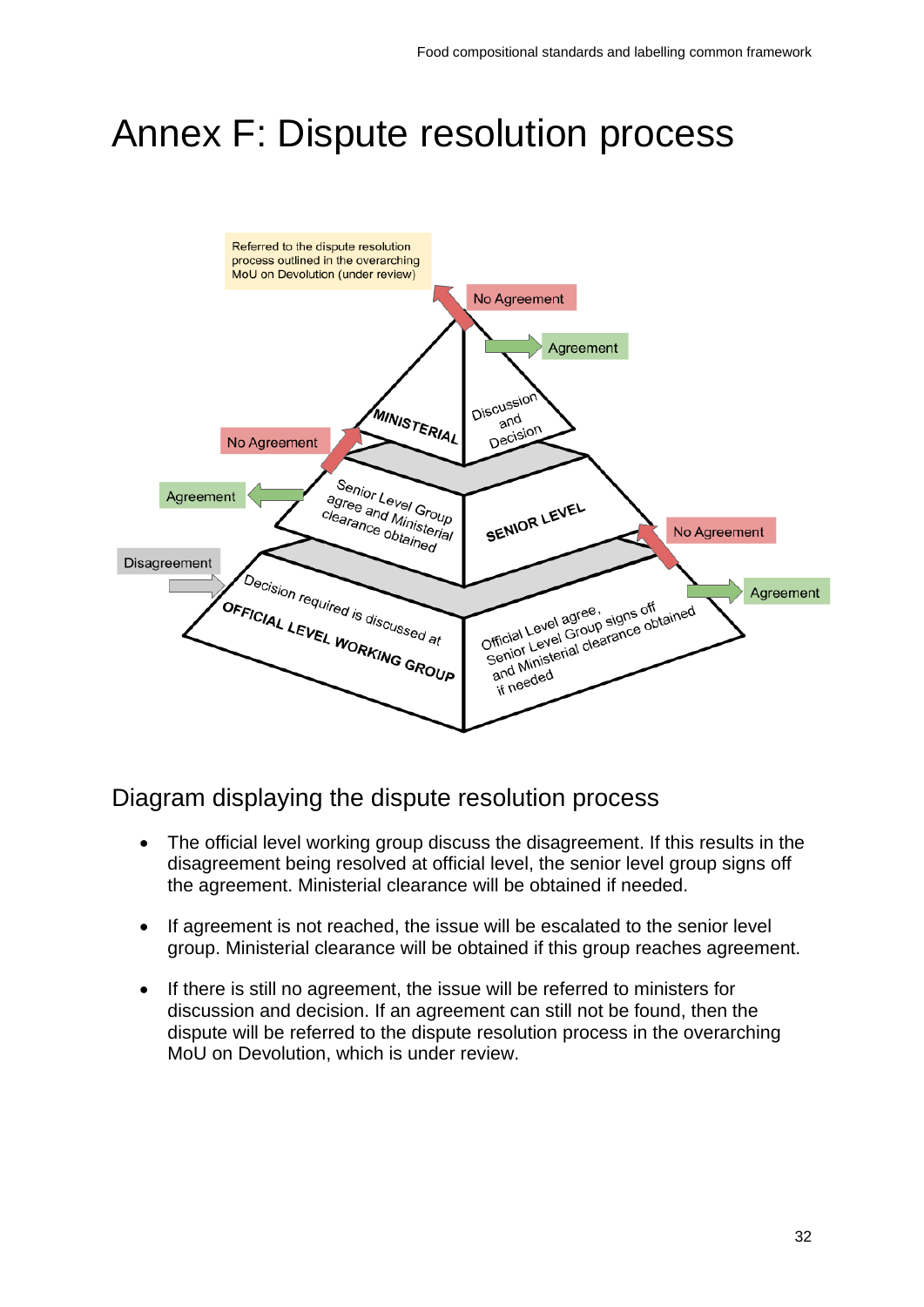# Annex F: Dispute resolution process

Referred to the dispute resolution process outlined in the overarching MoU on Devolution (under review)

No Agreement

Agreement

MINISTERIAL

Discussion and Decision

No Agreement

Agreement

Senior Level Group agree and Ministerial clearance obtained

SENIOR LEVEL

No Agreement

Disagreement

Agreement

Decision required is discussed at OFFICIAL LEVEL WORKING GROUP

Official Level agree, Senior Level Group signs off and Ministerial clearance obtained if needed

## Diagram displaying the dispute resolution process

- The official level working group discuss the disagreement. If this results in the disagreement being resolved at official level, the senior level group signs off the agreement. Ministerial clearance will be obtained if needed.
- If agreement is not reached, the issue will be escalated to the senior level group. Ministerial clearance will be obtained if this group reaches agreement.
- If there is still no agreement, the issue will be referred to ministers for discussion and decision. If an agreement can still not be found, then the dispute will be referred to the dispute resolution process in the overarching MoU on Devolution, which is under review.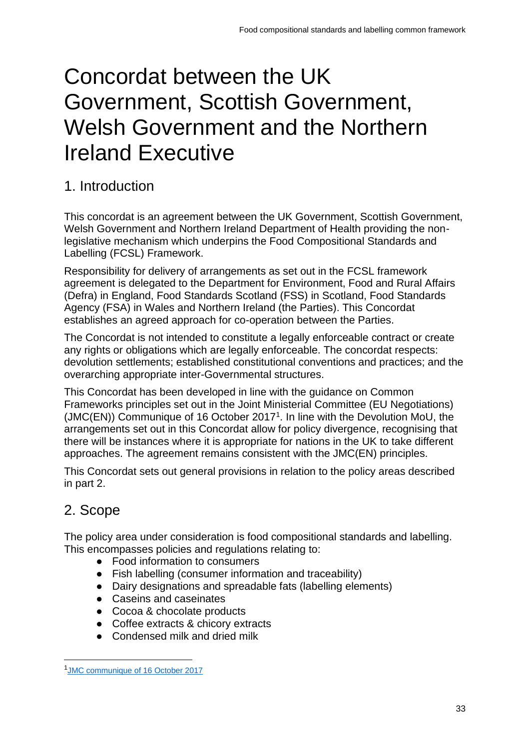# Concordat between the UK Government, Scottish Government, Welsh Government and the Northern Ireland Executive

## 1. Introduction

This concordat is an agreement between the UK Government, Scottish Government, Welsh Government and Northern Ireland Department of Health providing the non-legislative mechanism which underpins the Food Compositional Standards and Labelling (FCSL) Framework.

Responsibility for delivery of arrangements as set out in the FCSL framework agreement is delegated to the Department for Environment, Food and Rural Affairs (Defra) in England, Food Standards Scotland (FSS) in Scotland, Food Standards Agency (FSA) in Wales and Northern Ireland (the Parties). This Concordat establishes an agreed approach for co-operation between the Parties.

The Concordat is not intended to constitute a legally enforceable contract or create any rights or obligations which are legally enforceable. The concordat respects: devolution settlements; established constitutional conventions and practices; and the overarching appropriate inter-Governmental structures.

This Concordat has been developed in line with the guidance on Common Frameworks principles set out in the Joint Ministerial Committee (EU Negotiations) (JMC(EN)) Communique of 16 October 2017[1]. In line with the Devolution MoU, the arrangements set out in this Concordat allow for policy divergence, recognising that there will be instances where it is appropriate for nations in the UK to take different approaches. The agreement remains consistent with the JMC(EN) principles.

This Concordat sets out general provisions in relation to the policy areas described in part 2.

## 2. Scope

The policy area under consideration is food compositional standards and labelling. This encompasses policies and regulations relating to:

- Food information to consumers
- Fish labelling (consumer information and traceability)
- Dairy designations and spreadable fats (labelling elements)
- Caseins and caseinates
- Cocoa & chocolate products
- Coffee extracts & chicory extracts
- Condensed milk and dried milk

---

[1] JMC communique of 16 October 2017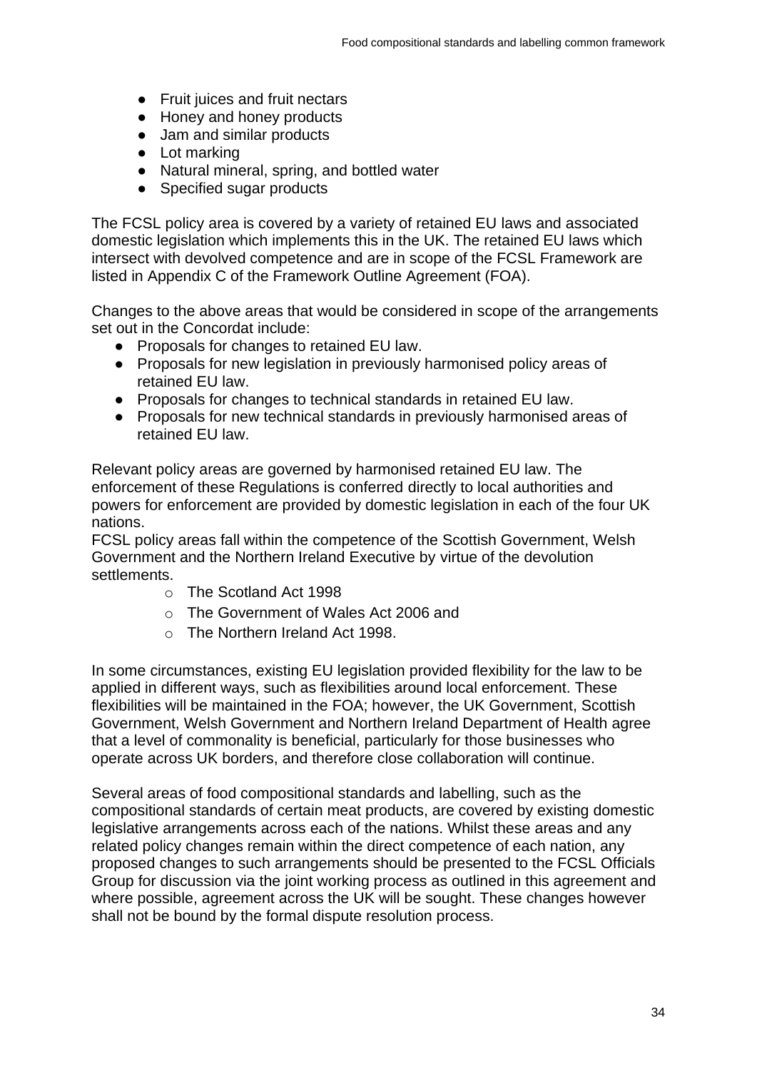- Fruit juices and fruit nectars
- Honey and honey products
- Jam and similar products
- Lot marking
- Natural mineral, spring, and bottled water
- Specified sugar products

The FCSL policy area is covered by a variety of retained EU laws and associated domestic legislation which implements this in the UK. The retained EU laws which intersect with devolved competence and are in scope of the FCSL Framework are listed in Appendix C of the Framework Outline Agreement (FOA).

Changes to the above areas that would be considered in scope of the arrangements set out in the Concordat include:

- Proposals for changes to retained EU law.
- Proposals for new legislation in previously harmonised policy areas of retained EU law.
- Proposals for changes to technical standards in retained EU law.
- Proposals for new technical standards in previously harmonised areas of retained EU law.

Relevant policy areas are governed by harmonised retained EU law. The enforcement of these Regulations is conferred directly to local authorities and powers for enforcement are provided by domestic legislation in each of the four UK nations.
FCSL policy areas fall within the competence of the Scottish Government, Welsh Government and the Northern Ireland Executive by virtue of the devolution settlements.

- The Scotland Act 1998
- The Government of Wales Act 2006 and
- The Northern Ireland Act 1998.

In some circumstances, existing EU legislation provided flexibility for the law to be applied in different ways, such as flexibilities around local enforcement. These flexibilities will be maintained in the FOA; however, the UK Government, Scottish Government, Welsh Government and Northern Ireland Department of Health agree that a level of commonality is beneficial, particularly for those businesses who operate across UK borders, and therefore close collaboration will continue.

Several areas of food compositional standards and labelling, such as the compositional standards of certain meat products, are covered by existing domestic legislative arrangements across each of the nations. Whilst these areas and any related policy changes remain within the direct competence of each nation, any proposed changes to such arrangements should be presented to the FCSL Officials Group for discussion via the joint working process as outlined in this agreement and where possible, agreement across the UK will be sought. These changes however shall not be bound by the formal dispute resolution process.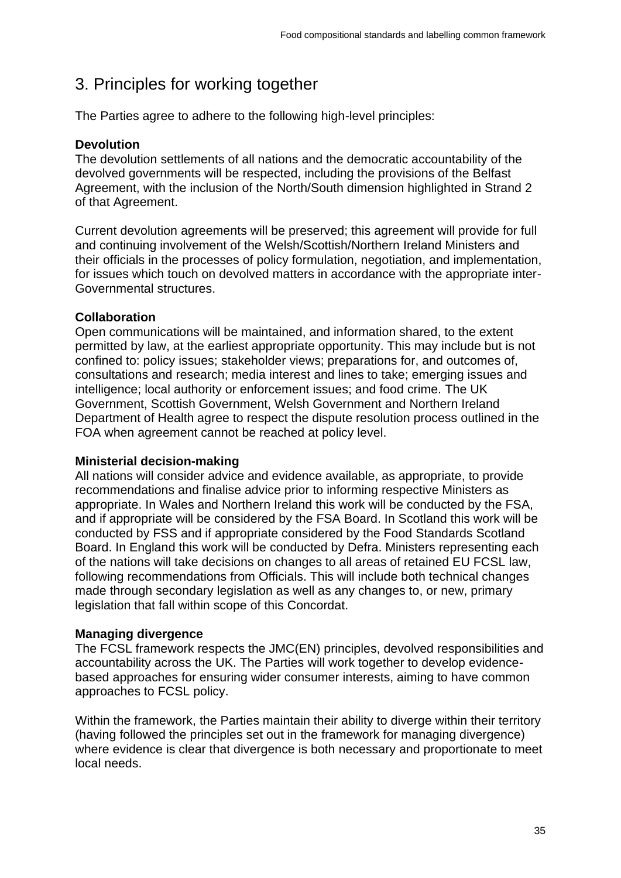## 3. Principles for working together

The Parties agree to adhere to the following high-level principles:

**Devolution**

The devolution settlements of all nations and the democratic accountability of the devolved governments will be respected, including the provisions of the Belfast Agreement, with the inclusion of the North/South dimension highlighted in Strand 2 of that Agreement.

Current devolution agreements will be preserved; this agreement will provide for full and continuing involvement of the Welsh/Scottish/Northern Ireland Ministers and their officials in the processes of policy formulation, negotiation, and implementation, for issues which touch on devolved matters in accordance with the appropriate inter-Governmental structures.

**Collaboration**

Open communications will be maintained, and information shared, to the extent permitted by law, at the earliest appropriate opportunity. This may include but is not confined to: policy issues; stakeholder views; preparations for, and outcomes of, consultations and research; media interest and lines to take; emerging issues and intelligence; local authority or enforcement issues; and food crime. The UK Government, Scottish Government, Welsh Government and Northern Ireland Department of Health agree to respect the dispute resolution process outlined in the FOA when agreement cannot be reached at policy level.

**Ministerial decision-making**

All nations will consider advice and evidence available, as appropriate, to provide recommendations and finalise advice prior to informing respective Ministers as appropriate. In Wales and Northern Ireland this work will be conducted by the FSA, and if appropriate will be considered by the FSA Board. In Scotland this work will be conducted by FSS and if appropriate considered by the Food Standards Scotland Board. In England this work will be conducted by Defra. Ministers representing each of the nations will take decisions on changes to all areas of retained EU FCSL law, following recommendations from Officials. This will include both technical changes made through secondary legislation as well as any changes to, or new, primary legislation that fall within scope of this Concordat.

**Managing divergence**

The FCSL framework respects the JMC(EN) principles, devolved responsibilities and accountability across the UK. The Parties will work together to develop evidence-based approaches for ensuring wider consumer interests, aiming to have common approaches to FCSL policy.

Within the framework, the Parties maintain their ability to diverge within their territory (having followed the principles set out in the framework for managing divergence) where evidence is clear that divergence is both necessary and proportionate to meet local needs.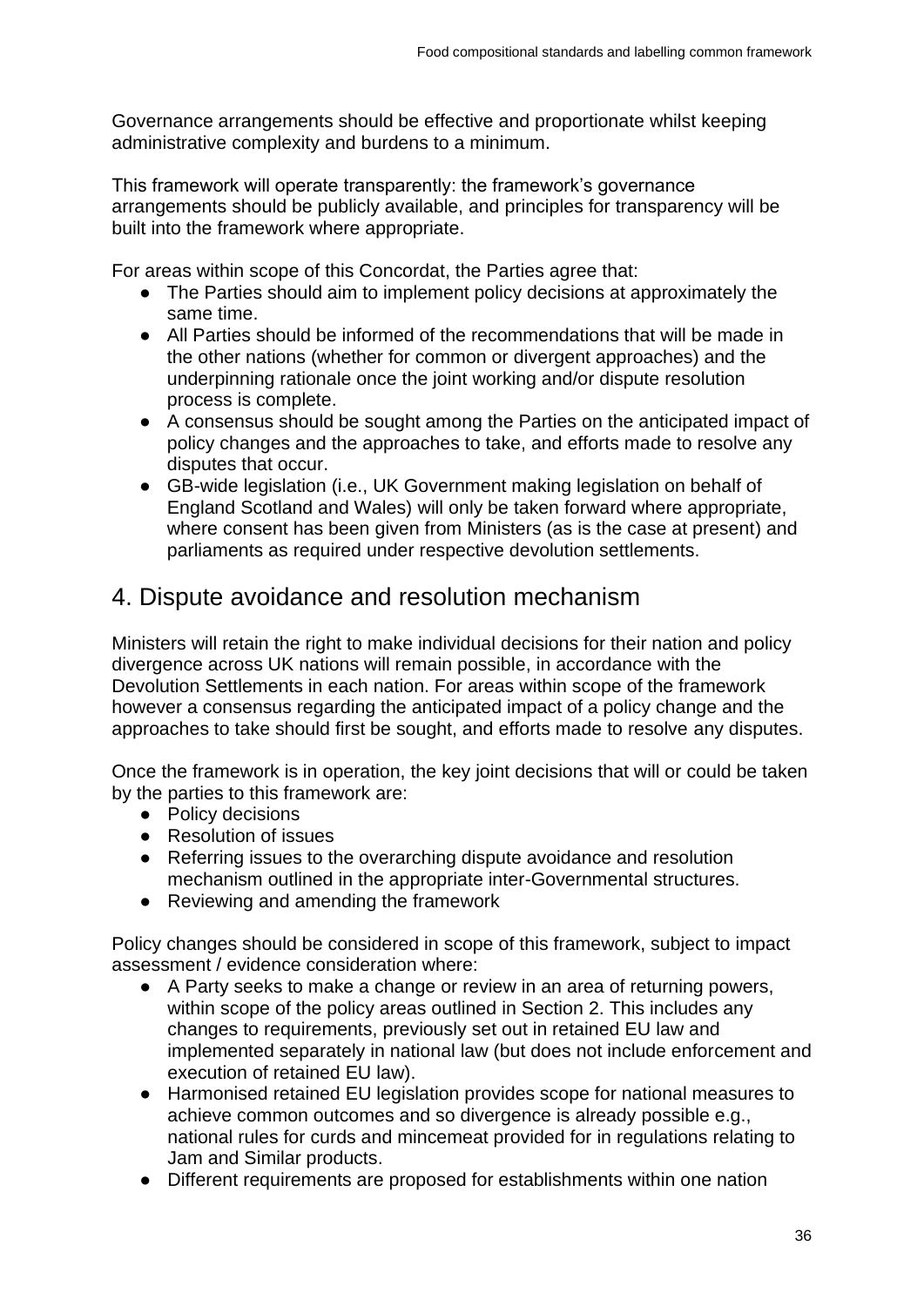Governance arrangements should be effective and proportionate whilst keeping administrative complexity and burdens to a minimum.

This framework will operate transparently: the framework's governance arrangements should be publicly available, and principles for transparency will be built into the framework where appropriate.

For areas within scope of this Concordat, the Parties agree that:

- The Parties should aim to implement policy decisions at approximately the same time.
- All Parties should be informed of the recommendations that will be made in the other nations (whether for common or divergent approaches) and the underpinning rationale once the joint working and/or dispute resolution process is complete.
- A consensus should be sought among the Parties on the anticipated impact of policy changes and the approaches to take, and efforts made to resolve any disputes that occur.
- GB-wide legislation (i.e., UK Government making legislation on behalf of England Scotland and Wales) will only be taken forward where appropriate, where consent has been given from Ministers (as is the case at present) and parliaments as required under respective devolution settlements.

## 4. Dispute avoidance and resolution mechanism

Ministers will retain the right to make individual decisions for their nation and policy divergence across UK nations will remain possible, in accordance with the Devolution Settlements in each nation. For areas within scope of the framework however a consensus regarding the anticipated impact of a policy change and the approaches to take should first be sought, and efforts made to resolve any disputes.

Once the framework is in operation, the key joint decisions that will or could be taken by the parties to this framework are:

- Policy decisions
- Resolution of issues
- Referring issues to the overarching dispute avoidance and resolution mechanism outlined in the appropriate inter-Governmental structures.
- Reviewing and amending the framework

Policy changes should be considered in scope of this framework, subject to impact assessment / evidence consideration where:

- A Party seeks to make a change or review in an area of returning powers, within scope of the policy areas outlined in Section 2. This includes any changes to requirements, previously set out in retained EU law and implemented separately in national law (but does not include enforcement and execution of retained EU law).
- Harmonised retained EU legislation provides scope for national measures to achieve common outcomes and so divergence is already possible e.g., national rules for curds and mincemeat provided for in regulations relating to Jam and Similar products.
- Different requirements are proposed for establishments within one nation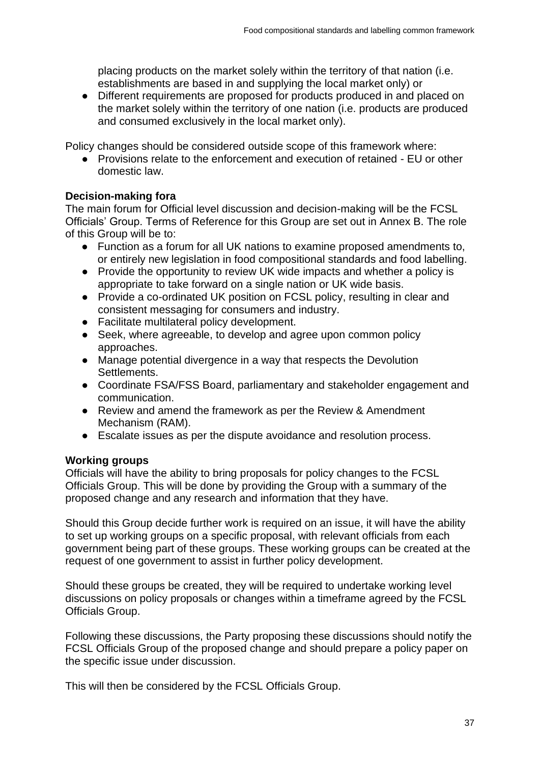placing products on the market solely within the territory of that nation (i.e. establishments are based in and supplying the local market only) or

- Different requirements are proposed for products produced in and placed on the market solely within the territory of one nation (i.e. products are produced and consumed exclusively in the local market only).

Policy changes should be considered outside scope of this framework where:

- Provisions relate to the enforcement and execution of retained - EU or other domestic law.

**Decision-making fora**

The main forum for Official level discussion and decision-making will be the FCSL Officials' Group. Terms of Reference for this Group are set out in Annex B. The role of this Group will be to:

- Function as a forum for all UK nations to examine proposed amendments to, or entirely new legislation in food compositional standards and food labelling.
- Provide the opportunity to review UK wide impacts and whether a policy is appropriate to take forward on a single nation or UK wide basis.
- Provide a co-ordinated UK position on FCSL policy, resulting in clear and consistent messaging for consumers and industry.
- Facilitate multilateral policy development.
- Seek, where agreeable, to develop and agree upon common policy approaches.
- Manage potential divergence in a way that respects the Devolution Settlements.
- Coordinate FSA/FSS Board, parliamentary and stakeholder engagement and communication.
- Review and amend the framework as per the Review & Amendment Mechanism (RAM).
- Escalate issues as per the dispute avoidance and resolution process.

**Working groups**

Officials will have the ability to bring proposals for policy changes to the FCSL Officials Group. This will be done by providing the Group with a summary of the proposed change and any research and information that they have.

Should this Group decide further work is required on an issue, it will have the ability to set up working groups on a specific proposal, with relevant officials from each government being part of these groups. These working groups can be created at the request of one government to assist in further policy development.

Should these groups be created, they will be required to undertake working level discussions on policy proposals or changes within a timeframe agreed by the FCSL Officials Group.

Following these discussions, the Party proposing these discussions should notify the FCSL Officials Group of the proposed change and should prepare a policy paper on the specific issue under discussion.

This will then be considered by the FCSL Officials Group.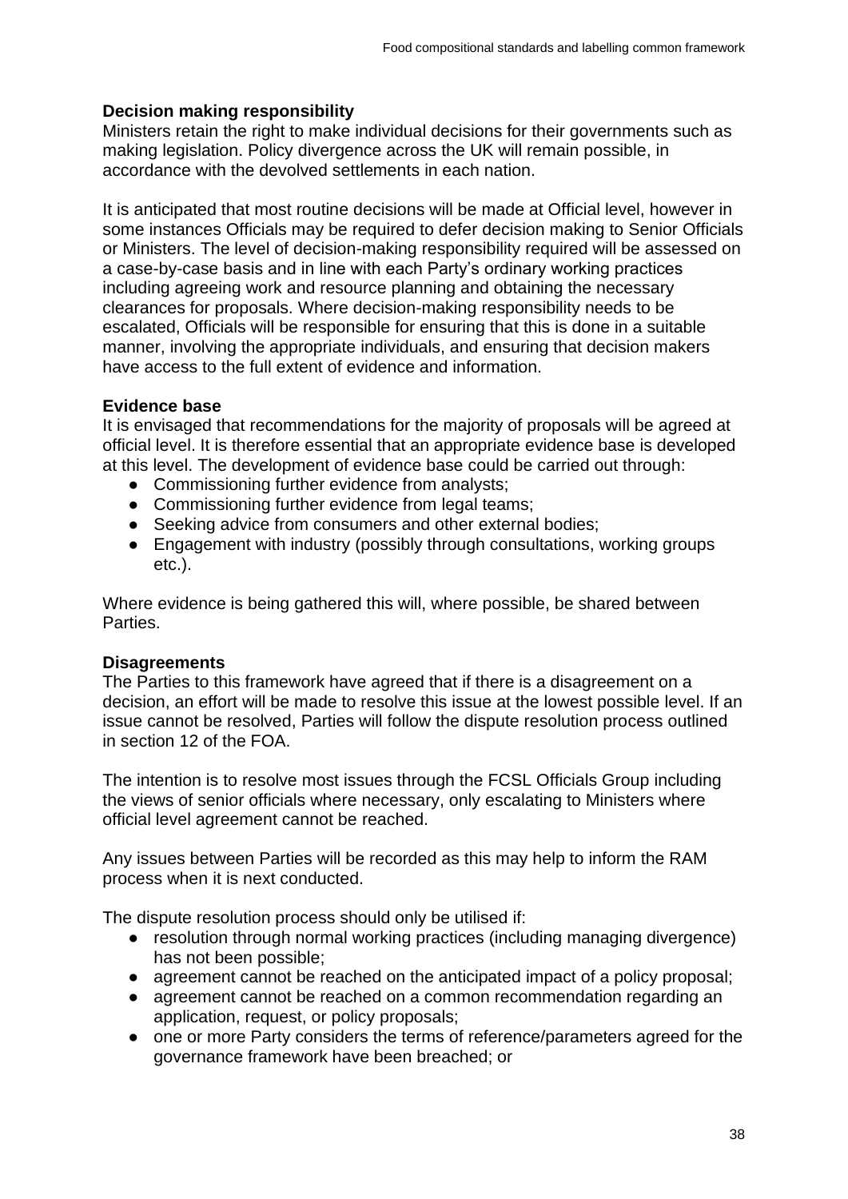**Decision making responsibility**

Ministers retain the right to make individual decisions for their governments such as making legislation. Policy divergence across the UK will remain possible, in accordance with the devolved settlements in each nation.

It is anticipated that most routine decisions will be made at Official level, however in some instances Officials may be required to defer decision making to Senior Officials or Ministers. The level of decision-making responsibility required will be assessed on a case-by-case basis and in line with each Party's ordinary working practices including agreeing work and resource planning and obtaining the necessary clearances for proposals. Where decision-making responsibility needs to be escalated, Officials will be responsible for ensuring that this is done in a suitable manner, involving the appropriate individuals, and ensuring that decision makers have access to the full extent of evidence and information.

**Evidence base**

It is envisaged that recommendations for the majority of proposals will be agreed at official level. It is therefore essential that an appropriate evidence base is developed at this level. The development of evidence base could be carried out through:

- Commissioning further evidence from analysts;
- Commissioning further evidence from legal teams;
- Seeking advice from consumers and other external bodies;
- Engagement with industry (possibly through consultations, working groups etc.).

Where evidence is being gathered this will, where possible, be shared between Parties.

**Disagreements**

The Parties to this framework have agreed that if there is a disagreement on a decision, an effort will be made to resolve this issue at the lowest possible level. If an issue cannot be resolved, Parties will follow the dispute resolution process outlined in section 12 of the FOA.

The intention is to resolve most issues through the FCSL Officials Group including the views of senior officials where necessary, only escalating to Ministers where official level agreement cannot be reached.

Any issues between Parties will be recorded as this may help to inform the RAM process when it is next conducted.

The dispute resolution process should only be utilised if:

- resolution through normal working practices (including managing divergence) has not been possible;
- agreement cannot be reached on the anticipated impact of a policy proposal;
- agreement cannot be reached on a common recommendation regarding an application, request, or policy proposals;
- one or more Party considers the terms of reference/parameters agreed for the governance framework have been breached; or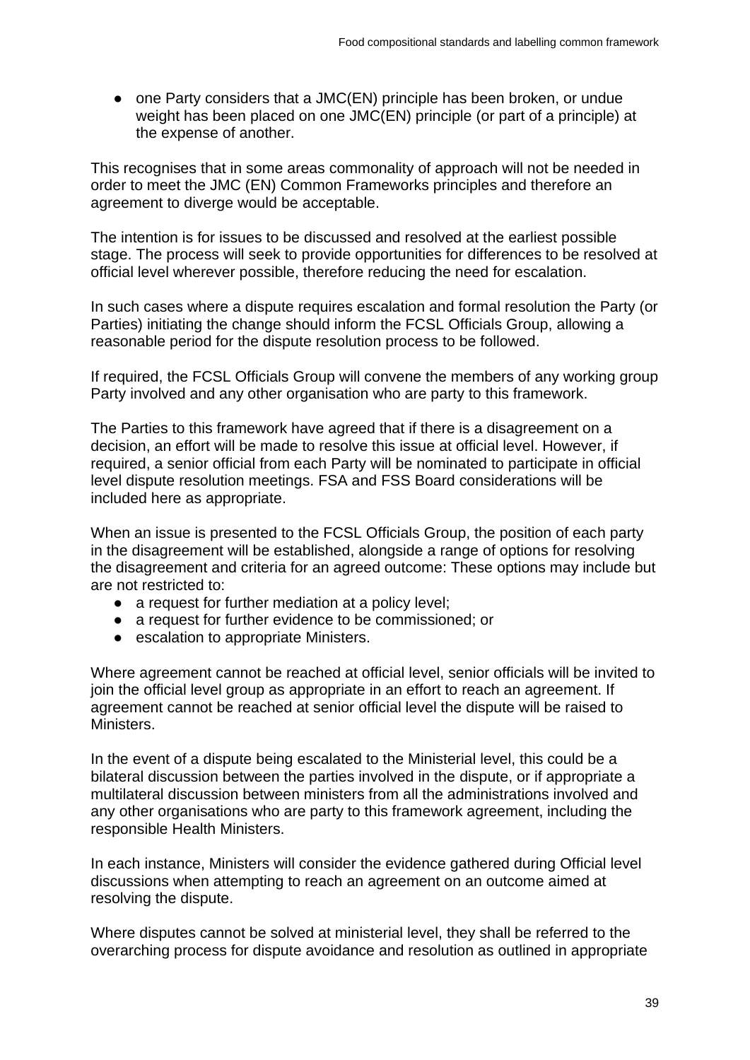- one Party considers that a JMC(EN) principle has been broken, or undue weight has been placed on one JMC(EN) principle (or part of a principle) at the expense of another.

This recognises that in some areas commonality of approach will not be needed in order to meet the JMC (EN) Common Frameworks principles and therefore an agreement to diverge would be acceptable.

The intention is for issues to be discussed and resolved at the earliest possible stage. The process will seek to provide opportunities for differences to be resolved at official level wherever possible, therefore reducing the need for escalation.

In such cases where a dispute requires escalation and formal resolution the Party (or Parties) initiating the change should inform the FCSL Officials Group, allowing a reasonable period for the dispute resolution process to be followed.

If required, the FCSL Officials Group will convene the members of any working group Party involved and any other organisation who are party to this framework.

The Parties to this framework have agreed that if there is a disagreement on a decision, an effort will be made to resolve this issue at official level. However, if required, a senior official from each Party will be nominated to participate in official level dispute resolution meetings. FSA and FSS Board considerations will be included here as appropriate.

When an issue is presented to the FCSL Officials Group, the position of each party in the disagreement will be established, alongside a range of options for resolving the disagreement and criteria for an agreed outcome: These options may include but are not restricted to:

- a request for further mediation at a policy level;
- a request for further evidence to be commissioned; or
- escalation to appropriate Ministers.

Where agreement cannot be reached at official level, senior officials will be invited to join the official level group as appropriate in an effort to reach an agreement. If agreement cannot be reached at senior official level the dispute will be raised to Ministers.

In the event of a dispute being escalated to the Ministerial level, this could be a bilateral discussion between the parties involved in the dispute, or if appropriate a multilateral discussion between ministers from all the administrations involved and any other organisations who are party to this framework agreement, including the responsible Health Ministers.

In each instance, Ministers will consider the evidence gathered during Official level discussions when attempting to reach an agreement on an outcome aimed at resolving the dispute.

Where disputes cannot be solved at ministerial level, they shall be referred to the overarching process for dispute avoidance and resolution as outlined in appropriate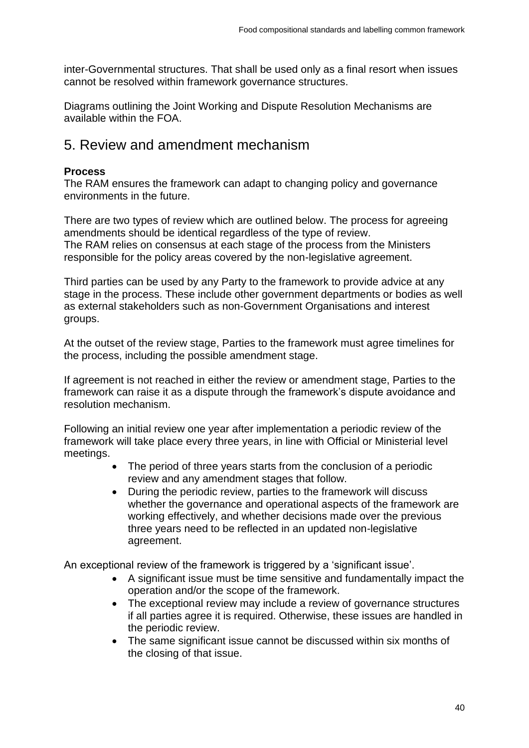inter-Governmental structures. That shall be used only as a final resort when issues cannot be resolved within framework governance structures.

Diagrams outlining the Joint Working and Dispute Resolution Mechanisms are available within the FOA.

## 5. Review and amendment mechanism

**Process**

The RAM ensures the framework can adapt to changing policy and governance environments in the future.

There are two types of review which are outlined below. The process for agreeing amendments should be identical regardless of the type of review.
The RAM relies on consensus at each stage of the process from the Ministers responsible for the policy areas covered by the non-legislative agreement.

Third parties can be used by any Party to the framework to provide advice at any stage in the process. These include other government departments or bodies as well as external stakeholders such as non-Government Organisations and interest groups.

At the outset of the review stage, Parties to the framework must agree timelines for the process, including the possible amendment stage.

If agreement is not reached in either the review or amendment stage, Parties to the framework can raise it as a dispute through the framework's dispute avoidance and resolution mechanism.

Following an initial review one year after implementation a periodic review of the framework will take place every three years, in line with Official or Ministerial level meetings.

- The period of three years starts from the conclusion of a periodic review and any amendment stages that follow.
- During the periodic review, parties to the framework will discuss whether the governance and operational aspects of the framework are working effectively, and whether decisions made over the previous three years need to be reflected in an updated non-legislative agreement.

An exceptional review of the framework is triggered by a 'significant issue'.

- A significant issue must be time sensitive and fundamentally impact the operation and/or the scope of the framework.
- The exceptional review may include a review of governance structures if all parties agree it is required. Otherwise, these issues are handled in the periodic review.
- The same significant issue cannot be discussed within six months of the closing of that issue.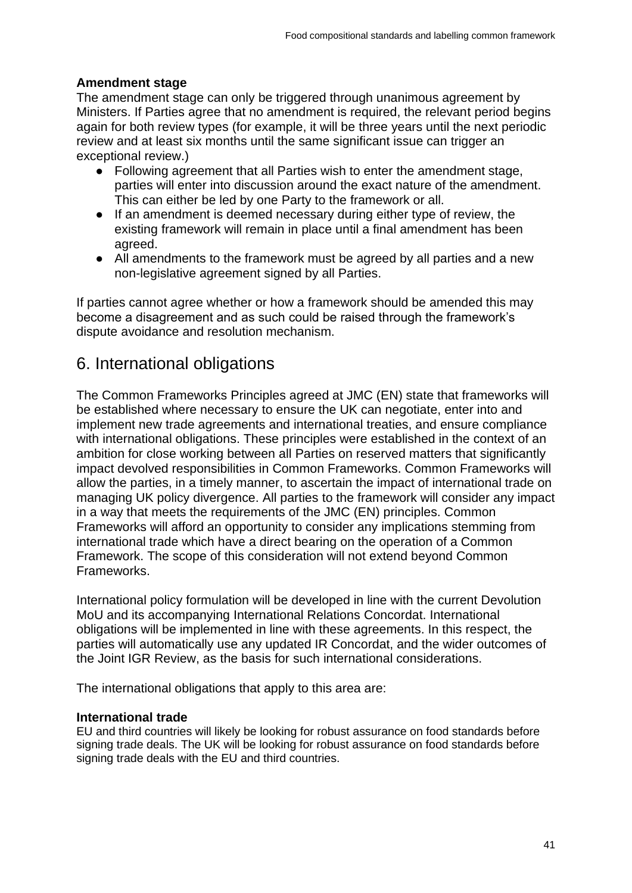**Amendment stage**

The amendment stage can only be triggered through unanimous agreement by Ministers. If Parties agree that no amendment is required, the relevant period begins again for both review types (for example, it will be three years until the next periodic review and at least six months until the same significant issue can trigger an exceptional review.)

- Following agreement that all Parties wish to enter the amendment stage, parties will enter into discussion around the exact nature of the amendment. This can either be led by one Party to the framework or all.
- If an amendment is deemed necessary during either type of review, the existing framework will remain in place until a final amendment has been agreed.
- All amendments to the framework must be agreed by all parties and a new non-legislative agreement signed by all Parties.

If parties cannot agree whether or how a framework should be amended this may become a disagreement and as such could be raised through the framework's dispute avoidance and resolution mechanism.

## 6. International obligations

The Common Frameworks Principles agreed at JMC (EN) state that frameworks will be established where necessary to ensure the UK can negotiate, enter into and implement new trade agreements and international treaties, and ensure compliance with international obligations. These principles were established in the context of an ambition for close working between all Parties on reserved matters that significantly impact devolved responsibilities in Common Frameworks. Common Frameworks will allow the parties, in a timely manner, to ascertain the impact of international trade on managing UK policy divergence. All parties to the framework will consider any impact in a way that meets the requirements of the JMC (EN) principles. Common Frameworks will afford an opportunity to consider any implications stemming from international trade which have a direct bearing on the operation of a Common Framework. The scope of this consideration will not extend beyond Common Frameworks.

International policy formulation will be developed in line with the current Devolution MoU and its accompanying International Relations Concordat. International obligations will be implemented in line with these agreements. In this respect, the parties will automatically use any updated IR Concordat, and the wider outcomes of the Joint IGR Review, as the basis for such international considerations.

The international obligations that apply to this area are:

**International trade**

EU and third countries will likely be looking for robust assurance on food standards before signing trade deals. The UK will be looking for robust assurance on food standards before signing trade deals with the EU and third countries.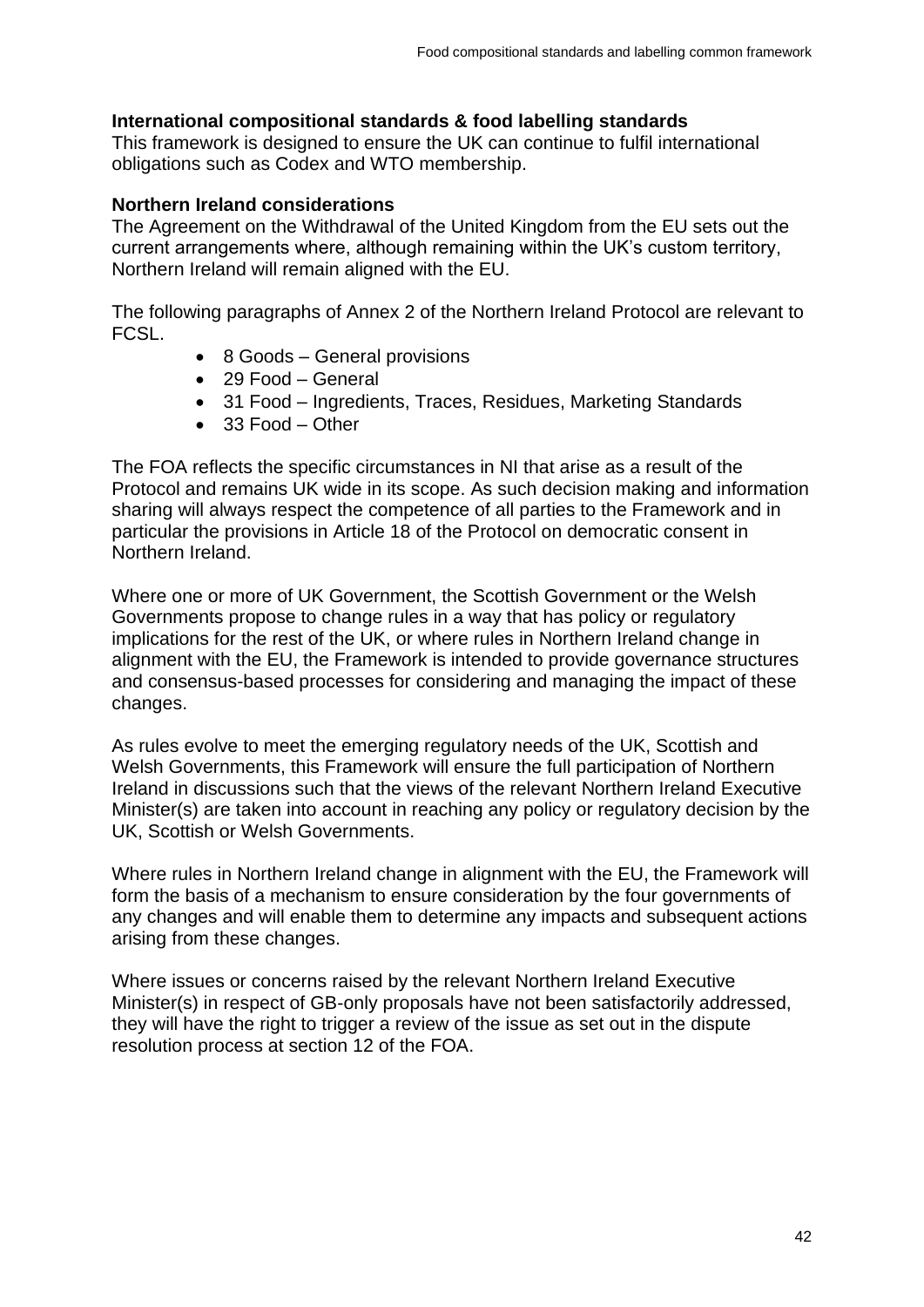**International compositional standards & food labelling standards**

This framework is designed to ensure the UK can continue to fulfil international obligations such as Codex and WTO membership.

**Northern Ireland considerations**

The Agreement on the Withdrawal of the United Kingdom from the EU sets out the current arrangements where, although remaining within the UK's custom territory, Northern Ireland will remain aligned with the EU.

The following paragraphs of Annex 2 of the Northern Ireland Protocol are relevant to FCSL.

- 8 Goods – General provisions
- 29 Food – General
- 31 Food – Ingredients, Traces, Residues, Marketing Standards
- 33 Food – Other

The FOA reflects the specific circumstances in NI that arise as a result of the Protocol and remains UK wide in its scope. As such decision making and information sharing will always respect the competence of all parties to the Framework and in particular the provisions in Article 18 of the Protocol on democratic consent in Northern Ireland.

Where one or more of UK Government, the Scottish Government or the Welsh Governments propose to change rules in a way that has policy or regulatory implications for the rest of the UK, or where rules in Northern Ireland change in alignment with the EU, the Framework is intended to provide governance structures and consensus-based processes for considering and managing the impact of these changes.

As rules evolve to meet the emerging regulatory needs of the UK, Scottish and Welsh Governments, this Framework will ensure the full participation of Northern Ireland in discussions such that the views of the relevant Northern Ireland Executive Minister(s) are taken into account in reaching any policy or regulatory decision by the UK, Scottish or Welsh Governments.

Where rules in Northern Ireland change in alignment with the EU, the Framework will form the basis of a mechanism to ensure consideration by the four governments of any changes and will enable them to determine any impacts and subsequent actions arising from these changes.

Where issues or concerns raised by the relevant Northern Ireland Executive Minister(s) in respect of GB-only proposals have not been satisfactorily addressed, they will have the right to trigger a review of the issue as set out in the dispute resolution process at section 12 of the FOA.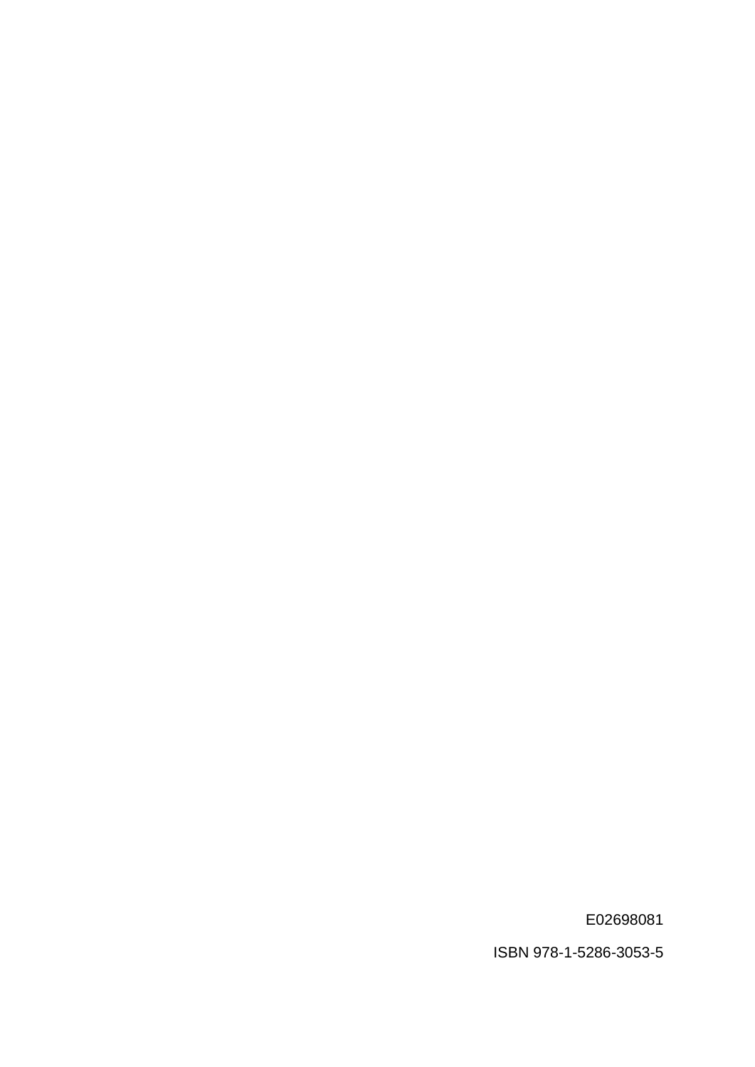E02698081

ISBN 978-1-5286-3053-5